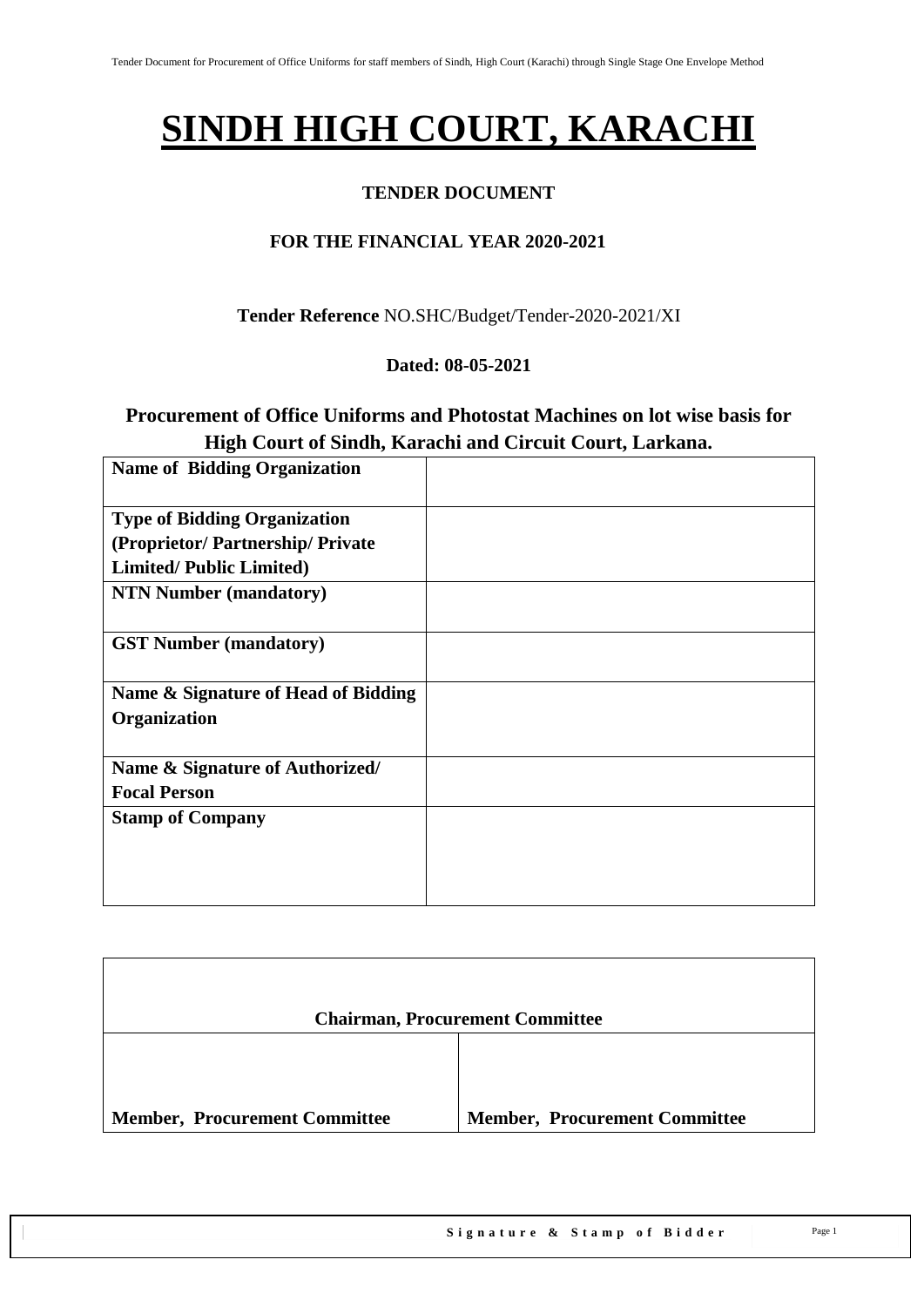# SINDH HIGH COURT, KARACHI

**TENDER DOCUMENT**

**FOR THE FINANCIAL YEAR 2020-2021**

**Tender Reference** NO.SHC/Budget/Tender-2020-2021/XI

**Dated: 08-05-2021**

## Procurement of Office Uniforms and Photostat Machines on lot wise basis for High Court of Sindh, Karachi and Circuit Court, Larkana.

| | |
|---|---|
| **Name of Bidding Organization** | |
| **Type of Bidding Organization (Proprietor/ Partnership/ Private Limited/ Public Limited)** | |
| **NTN Number (mandatory)** | |
| **GST Number (mandatory)** | |
| **Name & Signature of Head of Bidding Organization** | |
| **Name & Signature of Authorized/ Focal Person** | |
| **Stamp of Company** | |

| **Chairman, Procurement Committee** | |
|---|---|
| **Member, Procurement Committee** | **Member, Procurement Committee** |

**Signature & Stamp of Bidder**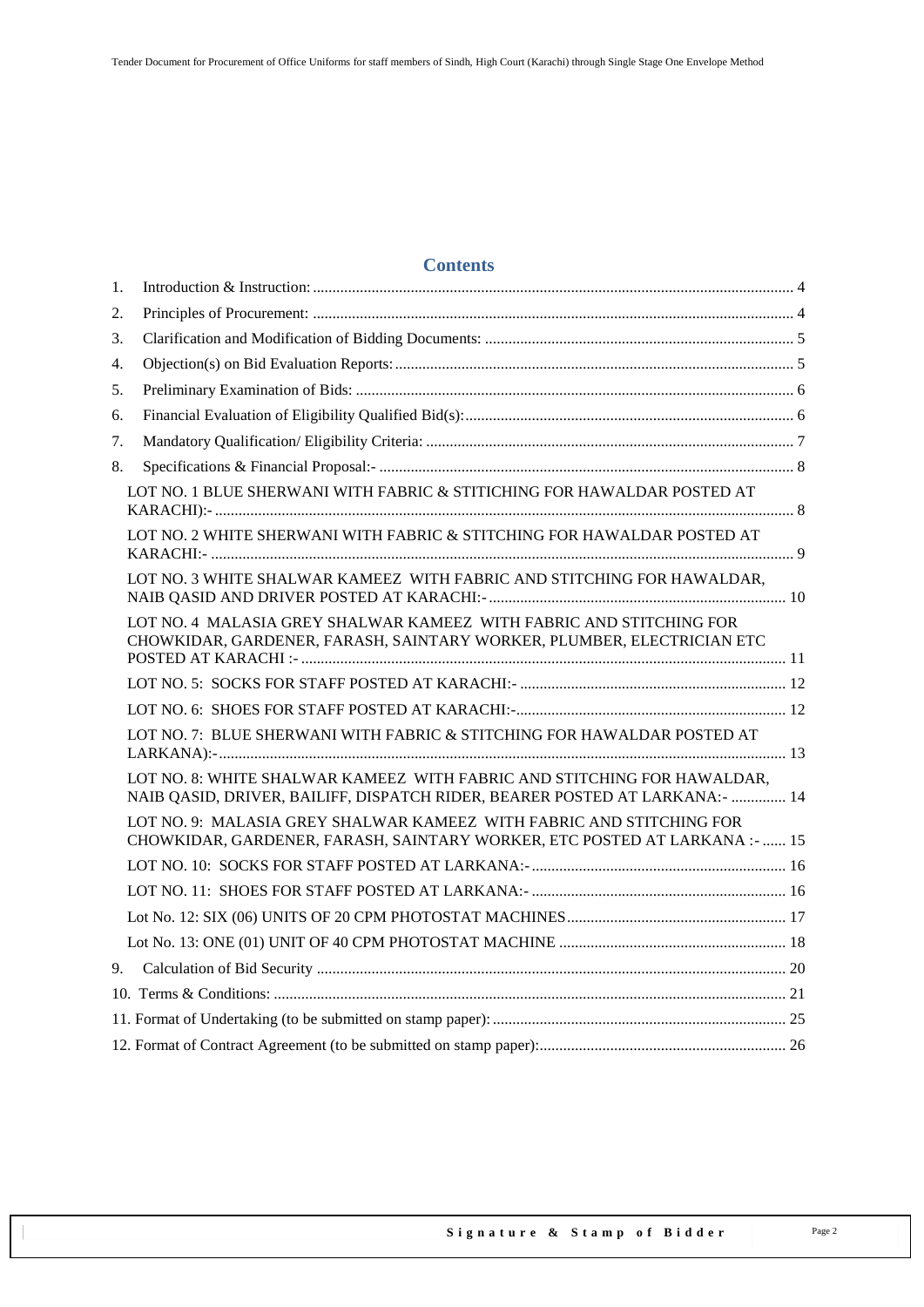# Contents

1. Introduction & Instruction: .......... 4
2. Principles of Procurement: .......... 4
3. Clarification and Modification of Bidding Documents: .......... 5
4. Objection(s) on Bid Evaluation Reports: .......... 5
5. Preliminary Examination of Bids: .......... 6
6. Financial Evaluation of Eligibility Qualified Bid(s): .......... 6
7. Mandatory Qualification/ Eligibility Criteria: .......... 7
8. Specifications & Financial Proposal:- .......... 8
   - LOT NO. 1 BLUE SHERWANI WITH FABRIC & STITICHING FOR HAWALDAR POSTED AT KARACHI):- .......... 8
   - LOT NO. 2 WHITE SHERWANI WITH FABRIC & STITCHING FOR HAWALDAR POSTED AT KARACHI:- .......... 9
   - LOT NO. 3 WHITE SHALWAR KAMEEZ WITH FABRIC AND STITCHING FOR HAWALDAR, NAIB QASID AND DRIVER POSTED AT KARACHI:- .......... 10
   - LOT NO. 4 MALASIA GREY SHALWAR KAMEEZ WITH FABRIC AND STITCHING FOR CHOWKIDAR, GARDENER, FARASH, SAINTARY WORKER, PLUMBER, ELECTRICIAN ETC POSTED AT KARACHI :- .......... 11
   - LOT NO. 5: SOCKS FOR STAFF POSTED AT KARACHI:- .......... 12
   - LOT NO. 6: SHOES FOR STAFF POSTED AT KARACHI:- .......... 12
   - LOT NO. 7: BLUE SHERWANI WITH FABRIC & STITCHING FOR HAWALDAR POSTED AT LARKANA):- .......... 13
   - LOT NO. 8: WHITE SHALWAR KAMEEZ WITH FABRIC AND STITCHING FOR HAWALDAR, NAIB QASID, DRIVER, BAILIFF, DISPATCH RIDER, BEARER POSTED AT LARKANA:- .......... 14
   - LOT NO. 9: MALASIA GREY SHALWAR KAMEEZ WITH FABRIC AND STITCHING FOR CHOWKIDAR, GARDENER, FARASH, SAINTARY WORKER, ETC POSTED AT LARKANA :- .......... 15
   - LOT NO. 10: SOCKS FOR STAFF POSTED AT LARKANA:- .......... 16
   - LOT NO. 11: SHOES FOR STAFF POSTED AT LARKANA:- .......... 16
   - Lot No. 12: SIX (06) UNITS OF 20 CPM PHOTOSTAT MACHINES .......... 17
   - Lot No. 13: ONE (01) UNIT OF 40 CPM PHOTOSTAT MACHINE .......... 18
9. Calculation of Bid Security .......... 20

10. Terms & Conditions: .......... 21

11. Format of Undertaking (to be submitted on stamp paper): .......... 25

12. Format of Contract Agreement (to be submitted on stamp paper): .......... 26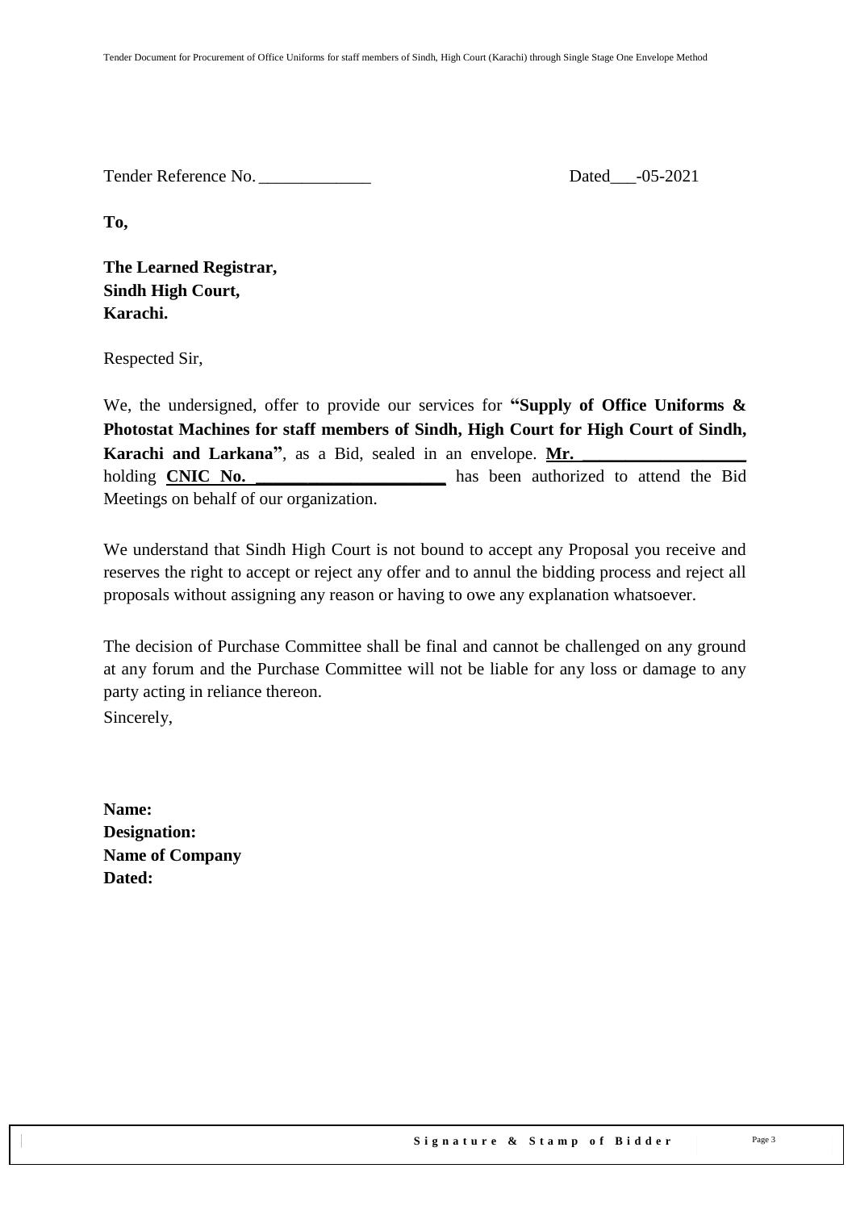Tender Reference No. _____________ Dated___-05-2021

**To,**

**The Learned Registrar,**
**Sindh High Court,**
**Karachi.**

Respected Sir,

We, the undersigned, offer to provide our services for **"Supply of Office Uniforms & Photostat Machines for staff members of Sindh, High Court for High Court of Sindh, Karachi and Larkana"**, as a Bid, sealed in an envelope. **Mr. __________________** holding **CNIC No. _____________________** has been authorized to attend the Bid Meetings on behalf of our organization.

We understand that Sindh High Court is not bound to accept any Proposal you receive and reserves the right to accept or reject any offer and to annul the bidding process and reject all proposals without assigning any reason or having to owe any explanation whatsoever.

The decision of Purchase Committee shall be final and cannot be challenged on any ground at any forum and the Purchase Committee will not be liable for any loss or damage to any party acting in reliance thereon.

Sincerely,

**Name:**
**Designation:**
**Name of Company**
**Dated:**

**Signature & Stamp of Bidder**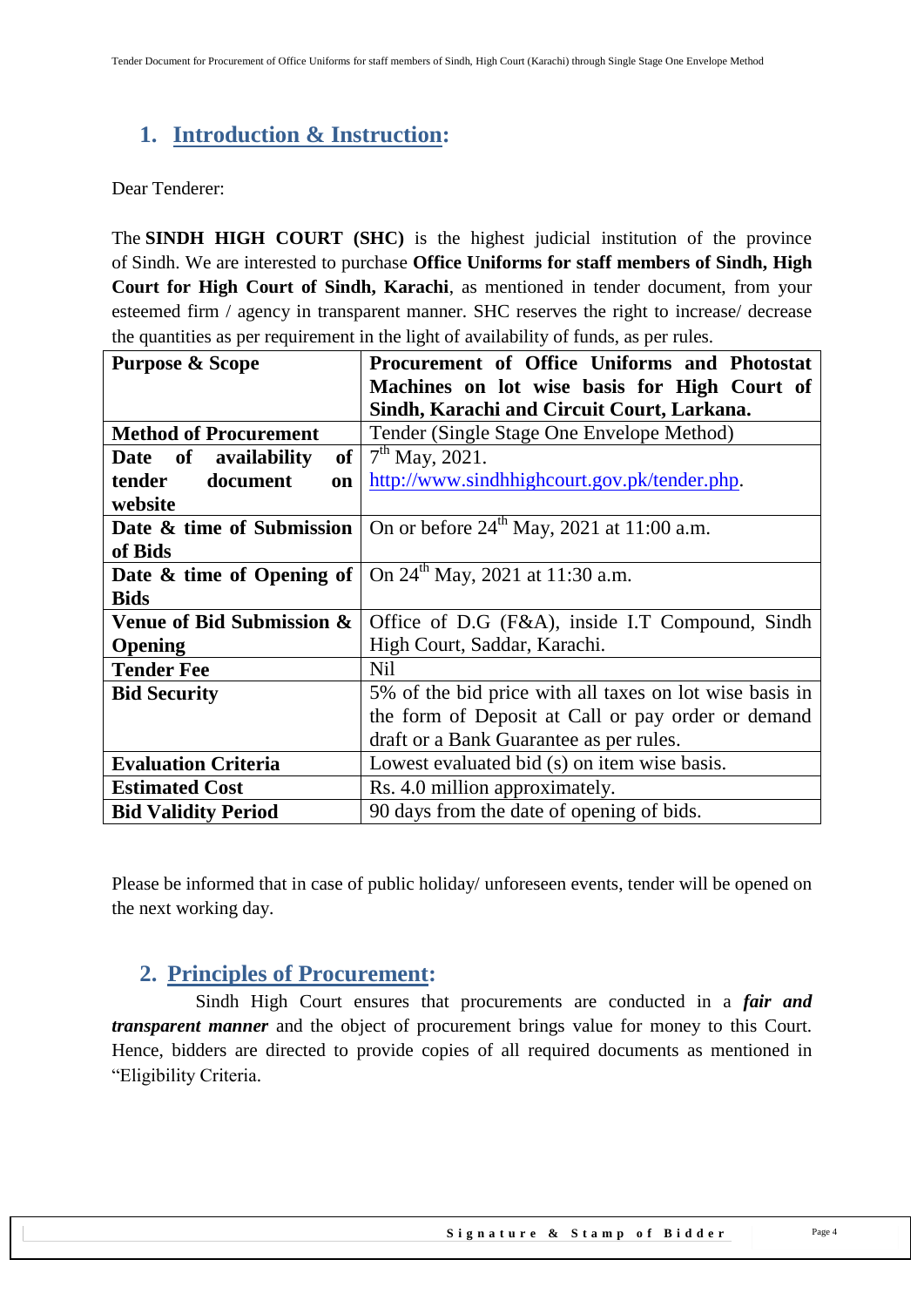## 1. Introduction & Instruction:

Dear Tenderer:

The **SINDH HIGH COURT (SHC)** is the highest judicial institution of the province of Sindh. We are interested to purchase **Office Uniforms for staff members of Sindh, High Court for High Court of Sindh, Karachi**, as mentioned in tender document, from your esteemed firm / agency in transparent manner. SHC reserves the right to increase/ decrease the quantities as per requirement in the light of availability of funds, as per rules.

| **Purpose & Scope** | **Procurement of Office Uniforms and Photostat Machines on lot wise basis for High Court of Sindh, Karachi and Circuit Court, Larkana.** |
|---|---|
| **Method of Procurement** | Tender (Single Stage One Envelope Method) |
| **Date of availability of tender document on website** | 7th May, 2021. http://www.sindhhighcourt.gov.pk/tender.php. |
| **Date & time of Submission of Bids** | On or before 24th May, 2021 at 11:00 a.m. |
| **Date & time of Opening of Bids** | On 24th May, 2021 at 11:30 a.m. |
| **Venue of Bid Submission & Opening** | Office of D.G (F&A), inside I.T Compound, Sindh High Court, Saddar, Karachi. |
| **Tender Fee** | Nil |
| **Bid Security** | 5% of the bid price with all taxes on lot wise basis in the form of Deposit at Call or pay order or demand draft or a Bank Guarantee as per rules. |
| **Evaluation Criteria** | Lowest evaluated bid (s) on item wise basis. |
| **Estimated Cost** | Rs. 4.0 million approximately. |
| **Bid Validity Period** | 90 days from the date of opening of bids. |

Please be informed that in case of public holiday/ unforeseen events, tender will be opened on the next working day.

## 2. Principles of Procurement:

Sindh High Court ensures that procurements are conducted in a ***fair and transparent manner*** and the object of procurement brings value for money to this Court. Hence, bidders are directed to provide copies of all required documents as mentioned in "Eligibility Criteria.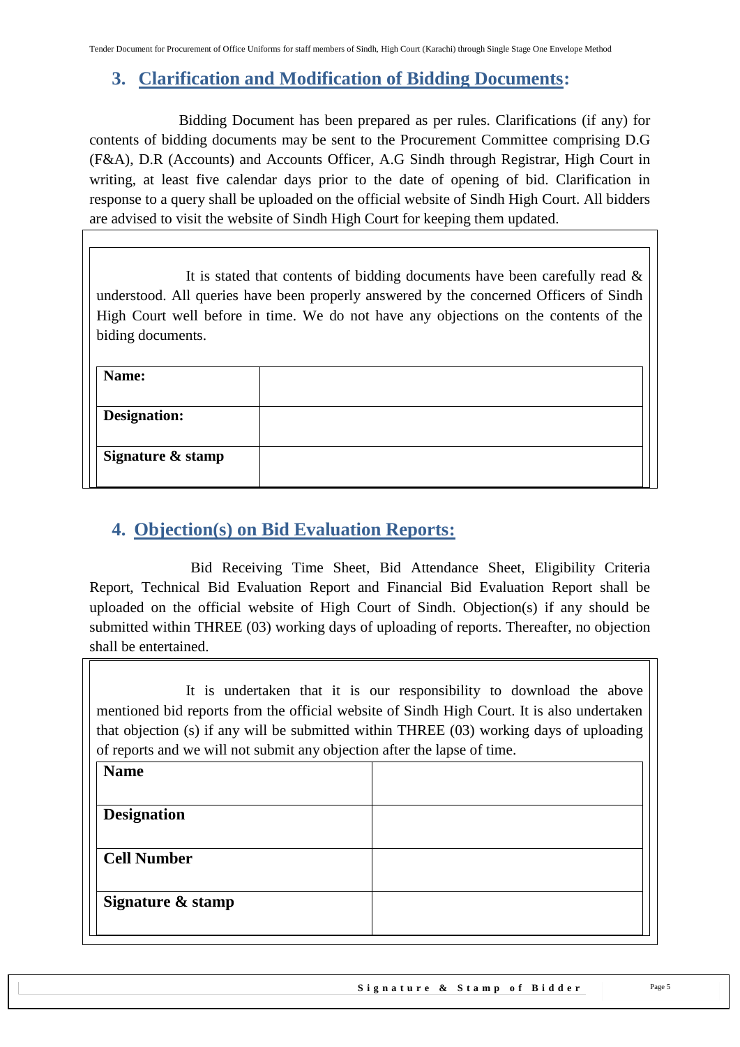## 3. Clarification and Modification of Bidding Documents:

Bidding Document has been prepared as per rules. Clarifications (if any) for contents of bidding documents may be sent to the Procurement Committee comprising D.G (F&A), D.R (Accounts) and Accounts Officer, A.G Sindh through Registrar, High Court in writing, at least five calendar days prior to the date of opening of bid. Clarification in response to a query shall be uploaded on the official website of Sindh High Court. All bidders are advised to visit the website of Sindh High Court for keeping them updated.

It is stated that contents of bidding documents have been carefully read & understood. All queries have been properly answered by the concerned Officers of Sindh High Court well before in time. We do not have any objections on the contents of the biding documents.

| **Name:** | |
|---|---|
| **Designation:** | |
| **Signature & stamp** | |

## 4. Objection(s) on Bid Evaluation Reports:

Bid Receiving Time Sheet, Bid Attendance Sheet, Eligibility Criteria Report, Technical Bid Evaluation Report and Financial Bid Evaluation Report shall be uploaded on the official website of High Court of Sindh. Objection(s) if any should be submitted within THREE (03) working days of uploading of reports. Thereafter, no objection shall be entertained.

It is undertaken that it is our responsibility to download the above mentioned bid reports from the official website of Sindh High Court. It is also undertaken that objection (s) if any will be submitted within THREE (03) working days of uploading of reports and we will not submit any objection after the lapse of time.

| **Name** | |
|---|---|
| **Designation** | |
| **Cell Number** | |
| **Signature & stamp** | |

**Signature & Stamp of Bidder**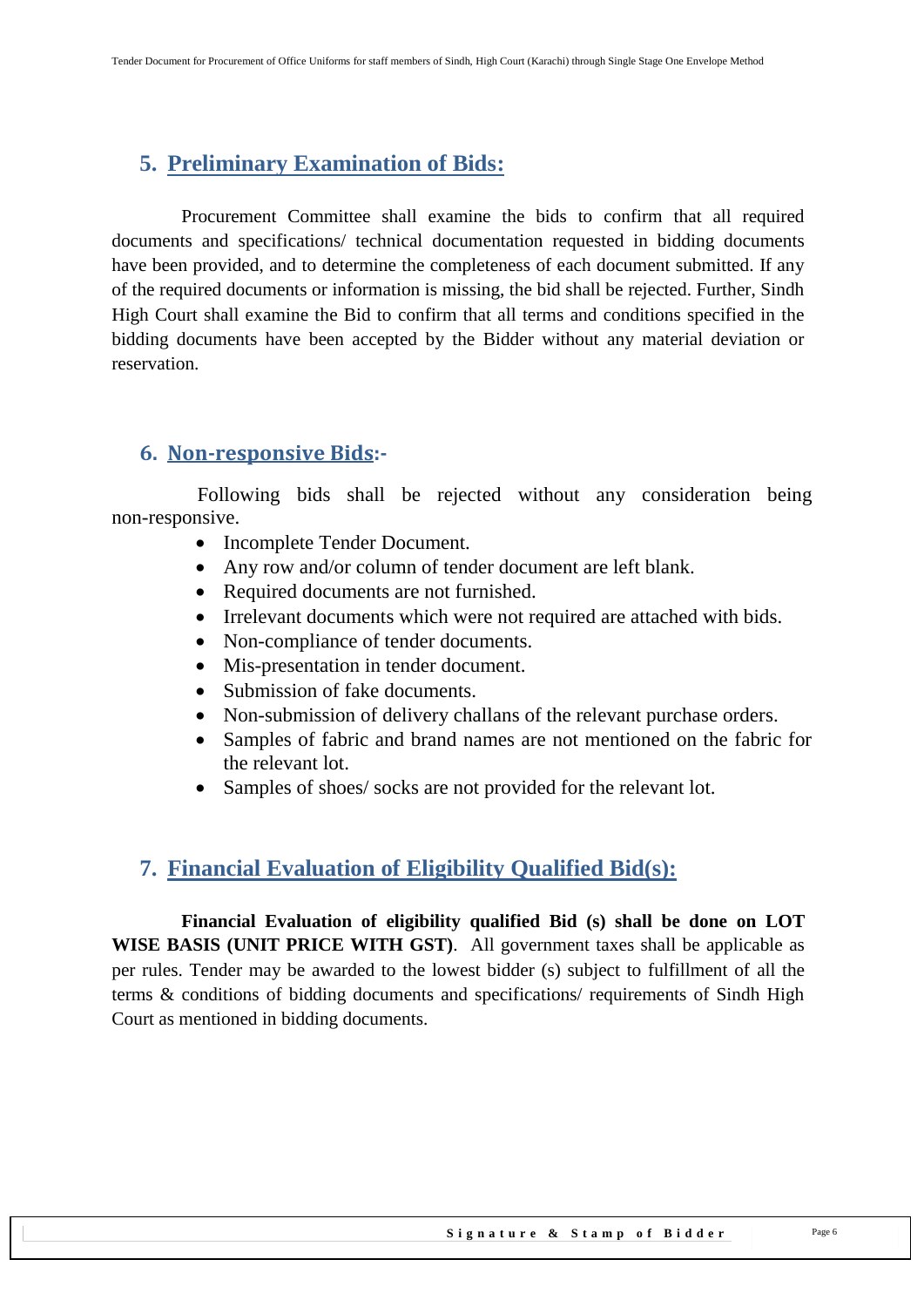## 5. Preliminary Examination of Bids:

Procurement Committee shall examine the bids to confirm that all required documents and specifications/ technical documentation requested in bidding documents have been provided, and to determine the completeness of each document submitted. If any of the required documents or information is missing, the bid shall be rejected. Further, Sindh High Court shall examine the Bid to confirm that all terms and conditions specified in the bidding documents have been accepted by the Bidder without any material deviation or reservation.

## 6. Non-responsive Bids:-

Following bids shall be rejected without any consideration being non-responsive.

- Incomplete Tender Document.
- Any row and/or column of tender document are left blank.
- Required documents are not furnished.
- Irrelevant documents which were not required are attached with bids.
- Non-compliance of tender documents.
- Mis-presentation in tender document.
- Submission of fake documents.
- Non-submission of delivery challans of the relevant purchase orders.
- Samples of fabric and brand names are not mentioned on the fabric for the relevant lot.
- Samples of shoes/ socks are not provided for the relevant lot.

## 7. Financial Evaluation of Eligibility Qualified Bid(s):

**Financial Evaluation of eligibility qualified Bid (s) shall be done on LOT WISE BASIS (UNIT PRICE WITH GST)**. All government taxes shall be applicable as per rules. Tender may be awarded to the lowest bidder (s) subject to fulfillment of all the terms & conditions of bidding documents and specifications/ requirements of Sindh High Court as mentioned in bidding documents.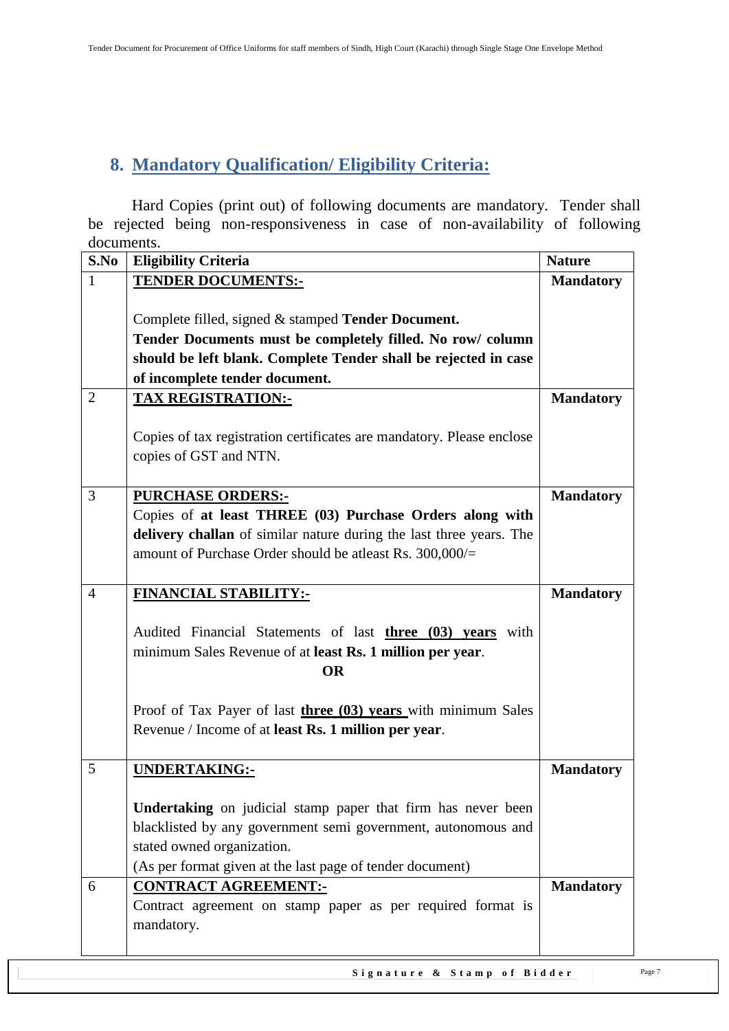## 8. Mandatory Qualification/ Eligibility Criteria:

Hard Copies (print out) of following documents are mandatory. Tender shall be rejected being non-responsiveness in case of non-availability of following documents.

| S.No | Eligibility Criteria | Nature |
|---|---|---|
| 1 | **TENDER DOCUMENTS:-**<br><br>Complete filled, signed & stamped **Tender Document.**<br>**Tender Documents must be completely filled. No row/ column should be left blank. Complete Tender shall be rejected in case of incomplete tender document.** | **Mandatory** |
| 2 | **TAX REGISTRATION:-**<br><br>Copies of tax registration certificates are mandatory. Please enclose copies of GST and NTN. | **Mandatory** |
| 3 | **PURCHASE ORDERS:-**<br>Copies of **at least THREE (03) Purchase Orders along with delivery challan** of similar nature during the last three years. The amount of Purchase Order should be atleast Rs. 300,000/= | **Mandatory** |
| 4 | **FINANCIAL STABILITY:-**<br><br>Audited Financial Statements of last **three (03) years** with minimum Sales Revenue of at **least Rs. 1 million per year**.<br>**OR**<br><br>Proof of Tax Payer of last **three (03) years** with minimum Sales Revenue / Income of at **least Rs. 1 million per year**. | **Mandatory** |
| 5 | **UNDERTAKING:-**<br><br>**Undertaking** on judicial stamp paper that firm has never been blacklisted by any government semi government, autonomous and stated owned organization.<br>(As per format given at the last page of tender document) | **Mandatory** |
| 6 | **CONTRACT AGREEMENT:-**<br>Contract agreement on stamp paper as per required format is mandatory. | **Mandatory** |

**Signature & Stamp of Bidder**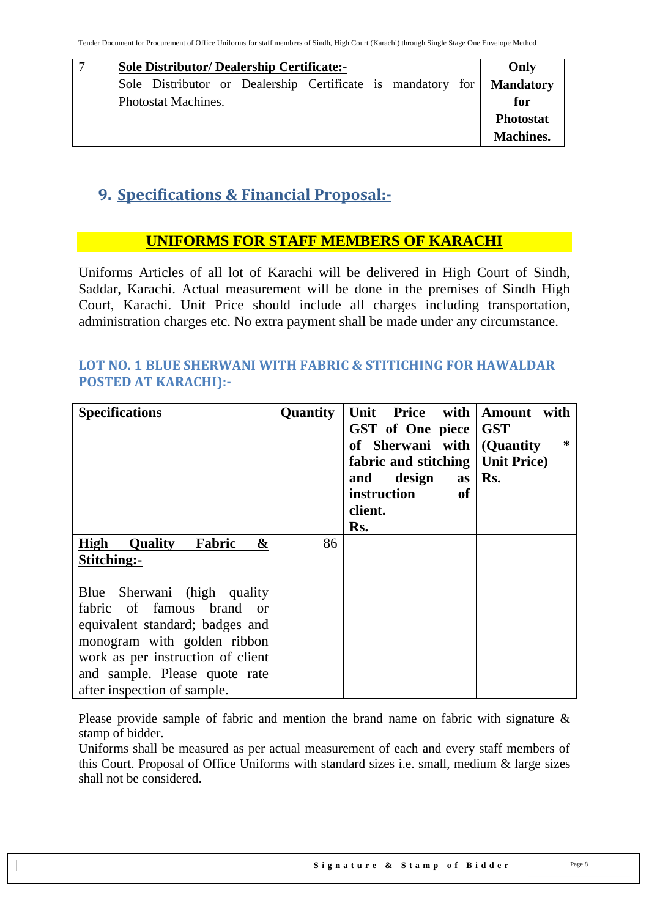| 7 | **Sole Distributor/ Dealership Certificate:-** Sole Distributor or Dealership Certificate is mandatory for Photostat Machines. | **Only Mandatory for Photostat Machines.** |
|---|---|---|

## 9. Specifications & Financial Proposal:-

### UNIFORMS FOR STAFF MEMBERS OF KARACHI

Uniforms Articles of all lot of Karachi will be delivered in High Court of Sindh, Saddar, Karachi. Actual measurement will be done in the premises of Sindh High Court, Karachi. Unit Price should include all charges including transportation, administration charges etc. No extra payment shall be made under any circumstance.

### LOT NO. 1 BLUE SHERWANI WITH FABRIC & STITICHING FOR HAWALDAR POSTED AT KARACHI):-

| Specifications | Quantity | Unit Price with GST of One piece of Sherwani with fabric and stitching and design as instruction of client. Rs. | Amount with GST (Quantity * Unit Price) Rs. |
|---|---|---|---|
| **High Quality Fabric & Stitching:-** Blue Sherwani (high quality fabric of famous brand or equivalent standard; badges and monogram with golden ribbon work as per instruction of client and sample. Please quote rate after inspection of sample. | 86 | | |

Please provide sample of fabric and mention the brand name on fabric with signature & stamp of bidder.
Uniforms shall be measured as per actual measurement of each and every staff members of this Court. Proposal of Office Uniforms with standard sizes i.e. small, medium & large sizes shall not be considered.

**Signature & Stamp of Bidder**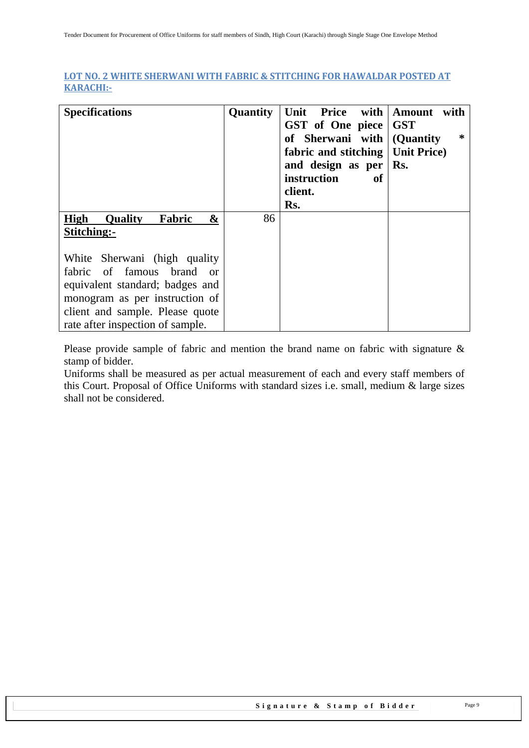## LOT NO. 2 WHITE SHERWANI WITH FABRIC & STITCHING FOR HAWALDAR POSTED AT KARACHI:-

| Specifications | Quantity | Unit Price with GST of One piece of Sherwani with fabric and stitching and design as per instruction of client. Rs. | Amount with GST (Quantity * Unit Price) Rs. |
|---|---|---|---|
| **High Quality Fabric & Stitching:-** White Sherwani (high quality fabric of famous brand or equivalent standard; badges and monogram as per instruction of client and sample. Please quote rate after inspection of sample. | 86 | | |

Please provide sample of fabric and mention the brand name on fabric with signature & stamp of bidder.

Uniforms shall be measured as per actual measurement of each and every staff members of this Court. Proposal of Office Uniforms with standard sizes i.e. small, medium & large sizes shall not be considered.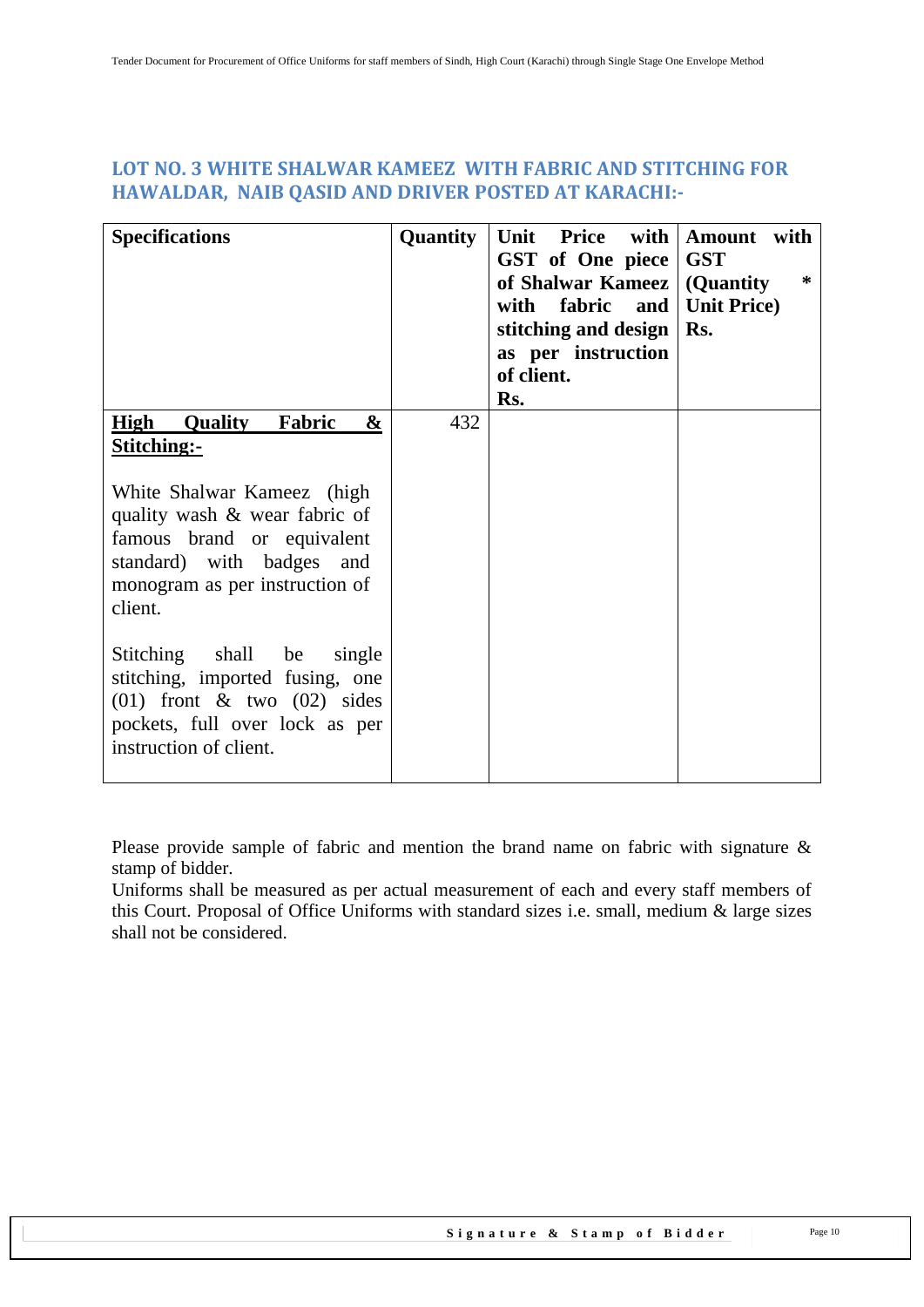## LOT NO. 3 WHITE SHALWAR KAMEEZ WITH FABRIC AND STITCHING FOR HAWALDAR, NAIB QASID AND DRIVER POSTED AT KARACHI:-

| Specifications | Quantity | Unit Price with GST of One piece of Shalwar Kameez with fabric and stitching and design as per instruction of client. Rs. | Amount with GST (Quantity * Unit Price) Rs. |
|---|---|---|---|
| **<u>High Quality Fabric & Stitching:-</u>**<br><br>White Shalwar Kameez (high quality wash & wear fabric of famous brand or equivalent standard) with badges and monogram as per instruction of client.<br><br>Stitching shall be single stitching, imported fusing, one (01) front & two (02) sides pockets, full over lock as per instruction of client. | 432 | | |

Please provide sample of fabric and mention the brand name on fabric with signature & stamp of bidder.
Uniforms shall be measured as per actual measurement of each and every staff members of this Court. Proposal of Office Uniforms with standard sizes i.e. small, medium & large sizes shall not be considered.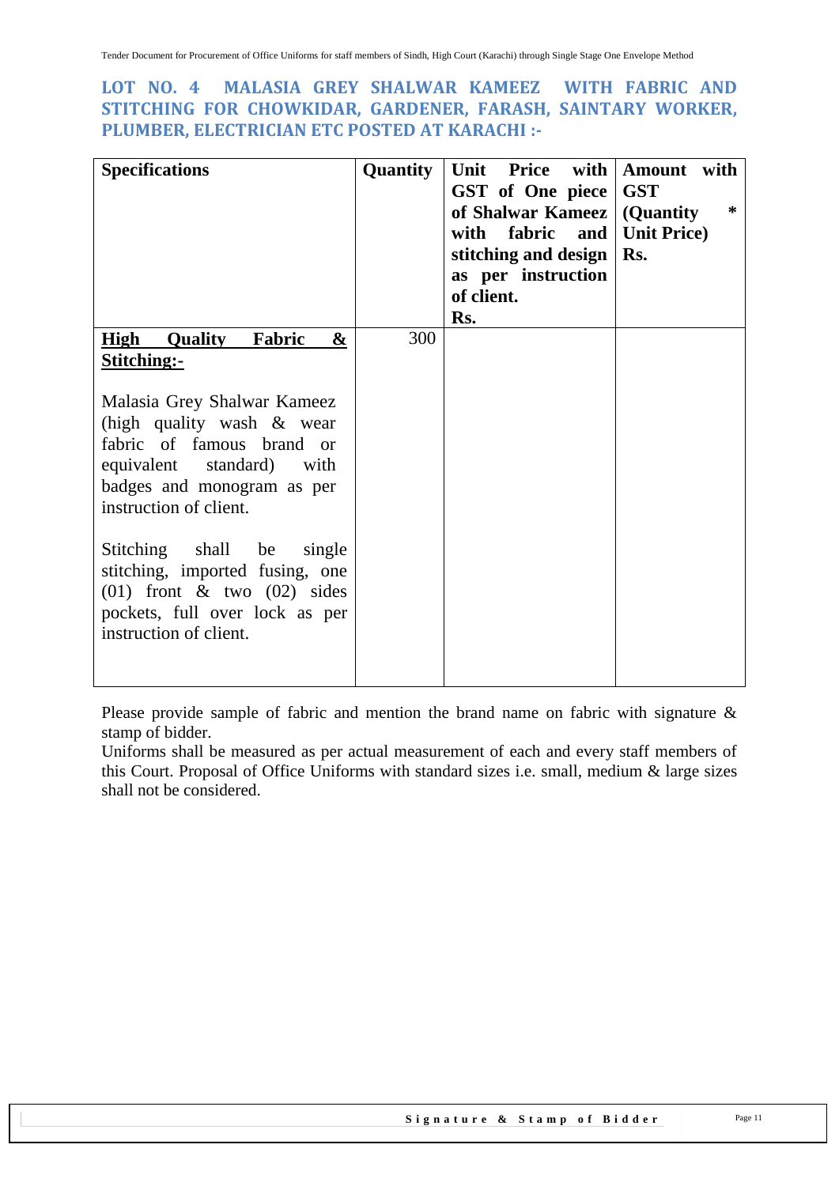## LOT NO. 4 MALASIA GREY SHALWAR KAMEEZ WITH FABRIC AND STITCHING FOR CHOWKIDAR, GARDENER, FARASH, SAINTARY WORKER, PLUMBER, ELECTRICIAN ETC POSTED AT KARACHI :-

| Specifications | Quantity | Unit Price with GST of One piece of Shalwar Kameez with fabric and stitching and design as per instruction of client. Rs. | Amount with GST (Quantity * Unit Price) Rs. |
|---|---|---|---|
| **High Quality Fabric & Stitching:-**<br><br>Malasia Grey Shalwar Kameez (high quality wash & wear fabric of famous brand or equivalent standard) with badges and monogram as per instruction of client.<br><br>Stitching shall be single stitching, imported fusing, one (01) front & two (02) sides pockets, full over lock as per instruction of client. | 300 | | |

Please provide sample of fabric and mention the brand name on fabric with signature & stamp of bidder.

Uniforms shall be measured as per actual measurement of each and every staff members of this Court. Proposal of Office Uniforms with standard sizes i.e. small, medium & large sizes shall not be considered.

**Signature & Stamp of Bidder**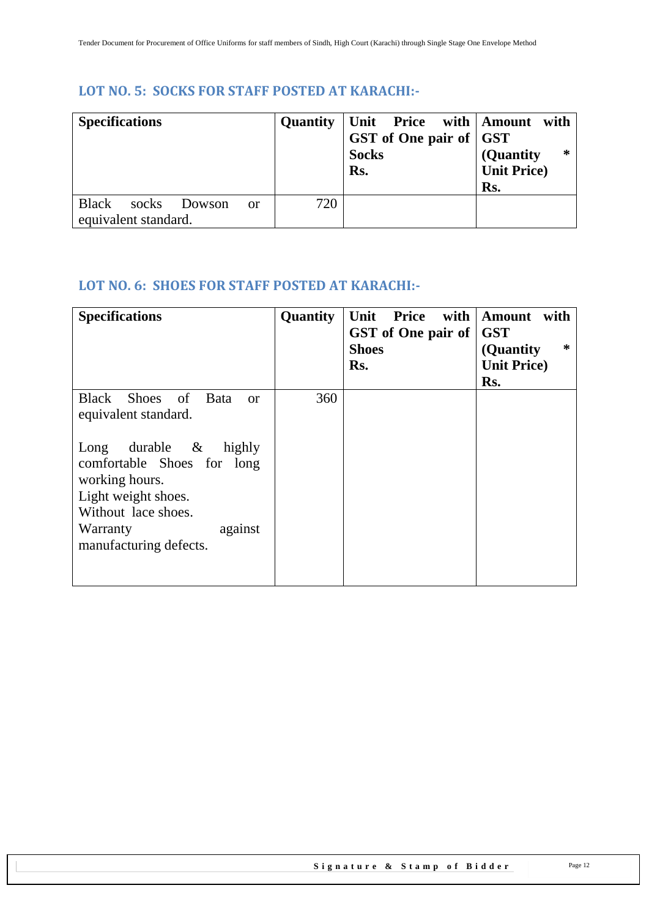## LOT NO. 5: SOCKS FOR STAFF POSTED AT KARACHI:-

| **Specifications** | **Quantity** | **Unit Price with GST of One pair of Socks Rs.** | **Amount with GST (Quantity * Unit Price) Rs.** |
|---|---|---|---|
| Black socks Dowson or equivalent standard. | 720 | | |

## LOT NO. 6: SHOES FOR STAFF POSTED AT KARACHI:-

| **Specifications** | **Quantity** | **Unit Price with GST of One pair of Shoes Rs.** | **Amount with GST (Quantity * Unit Price) Rs.** |
|---|---|---|---|
| Black Shoes of Bata or equivalent standard.<br><br>Long durable & highly comfortable Shoes for long working hours.<br>Light weight shoes.<br>Without lace shoes.<br>Warranty against manufacturing defects. | 360 | | |

**Signature & Stamp of Bidder**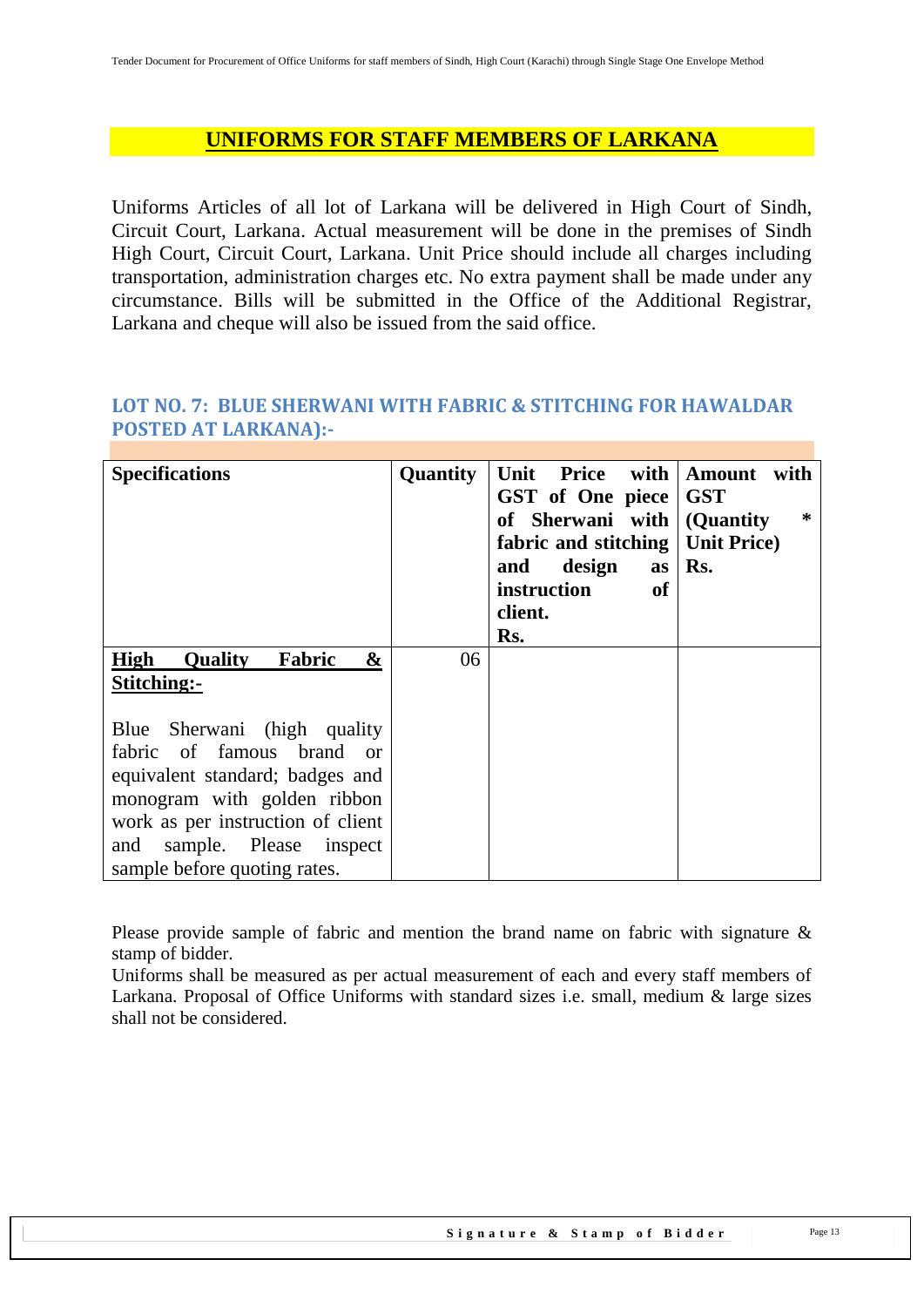# UNIFORMS FOR STAFF MEMBERS OF LARKANA

Uniforms Articles of all lot of Larkana will be delivered in High Court of Sindh, Circuit Court, Larkana. Actual measurement will be done in the premises of Sindh High Court, Circuit Court, Larkana. Unit Price should include all charges including transportation, administration charges etc. No extra payment shall be made under any circumstance. Bills will be submitted in the Office of the Additional Registrar, Larkana and cheque will also be issued from the said office.

## LOT NO. 7: BLUE SHERWANI WITH FABRIC & STITCHING FOR HAWALDAR POSTED AT LARKANA):-

| Specifications | Quantity | Unit Price with GST of One piece of Sherwani with fabric and stitching and design as instruction of client. Rs. | Amount with GST (Quantity * Unit Price) Rs. |
|---|---|---|---|
| **High Quality Fabric & Stitching:-**<br><br>Blue Sherwani (high quality fabric of famous brand or equivalent standard; badges and monogram with golden ribbon work as per instruction of client and sample. Please inspect sample before quoting rates. | 06 | | |

Please provide sample of fabric and mention the brand name on fabric with signature & stamp of bidder.

Uniforms shall be measured as per actual measurement of each and every staff members of Larkana. Proposal of Office Uniforms with standard sizes i.e. small, medium & large sizes shall not be considered.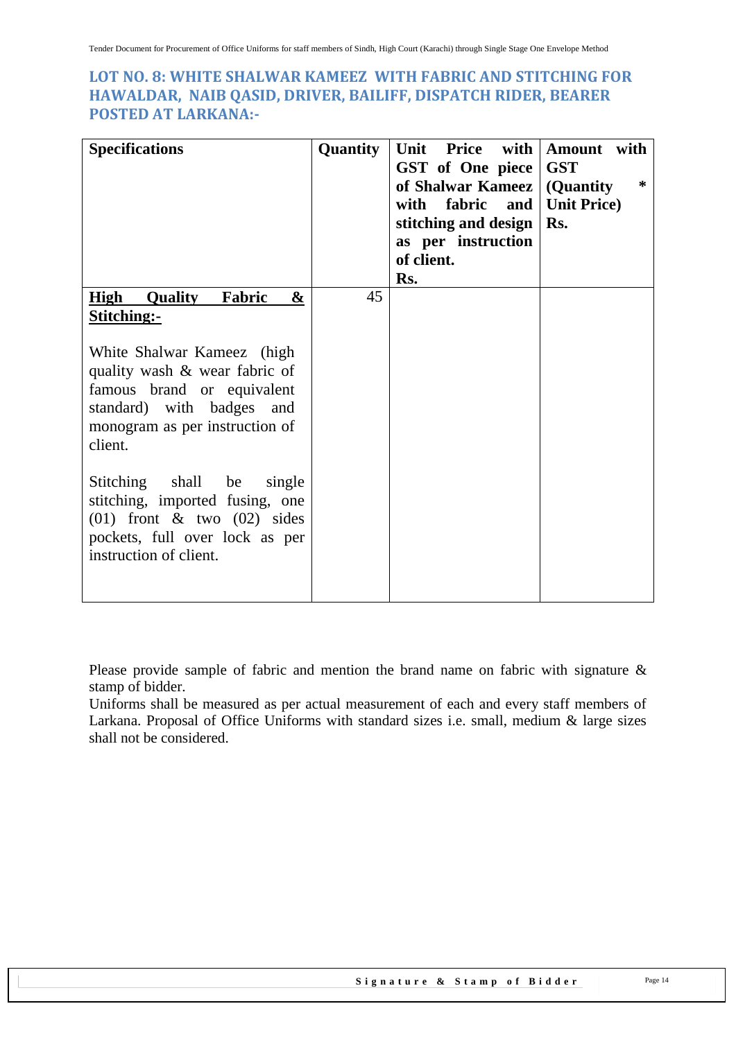## LOT NO. 8: WHITE SHALWAR KAMEEZ WITH FABRIC AND STITCHING FOR HAWALDAR, NAIB QASID, DRIVER, BAILIFF, DISPATCH RIDER, BEARER POSTED AT LARKANA:-

| Specifications | Quantity | Unit Price with GST of One piece of Shalwar Kameez with fabric and stitching and design as per instruction of client. Rs. | Amount with GST (Quantity * Unit Price) Rs. |
|---|---|---|---|
| **High Quality Fabric & Stitching:-**<br><br>White Shalwar Kameez (high quality wash & wear fabric of famous brand or equivalent standard) with badges and monogram as per instruction of client.<br><br>Stitching shall be single stitching, imported fusing, one (01) front & two (02) sides pockets, full over lock as per instruction of client. | 45 | | |

Please provide sample of fabric and mention the brand name on fabric with signature & stamp of bidder.

Uniforms shall be measured as per actual measurement of each and every staff members of Larkana. Proposal of Office Uniforms with standard sizes i.e. small, medium & large sizes shall not be considered.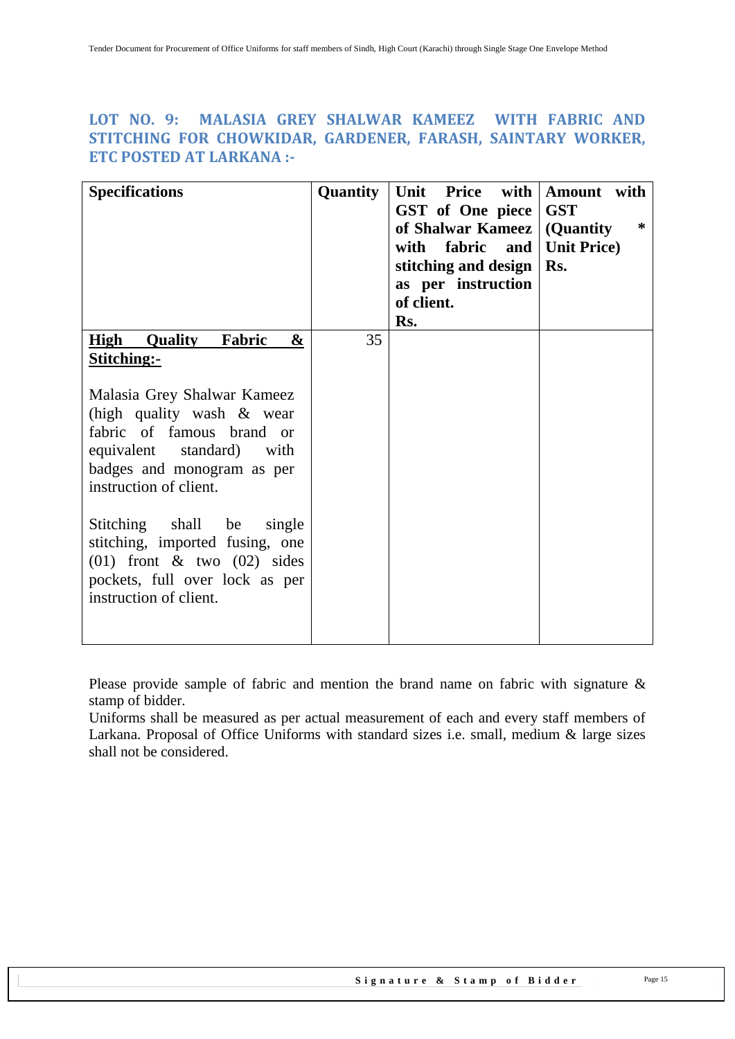## LOT NO. 9: MALASIA GREY SHALWAR KAMEEZ WITH FABRIC AND STITCHING FOR CHOWKIDAR, GARDENER, FARASH, SAINTARY WORKER, ETC POSTED AT LARKANA :-

| Specifications | Quantity | Unit Price with GST of One piece of Shalwar Kameez with fabric and stitching and design as per instruction of client. Rs. | Amount with GST (Quantity * Unit Price) Rs. |
|---|---|---|---|
| **<u>High Quality Fabric & Stitching:-</u>**<br><br>Malasia Grey Shalwar Kameez (high quality wash & wear fabric of famous brand or equivalent standard) with badges and monogram as per instruction of client.<br><br>Stitching shall be single stitching, imported fusing, one (01) front & two (02) sides pockets, full over lock as per instruction of client. | 35 | | |

Please provide sample of fabric and mention the brand name on fabric with signature & stamp of bidder.

Uniforms shall be measured as per actual measurement of each and every staff members of Larkana. Proposal of Office Uniforms with standard sizes i.e. small, medium & large sizes shall not be considered.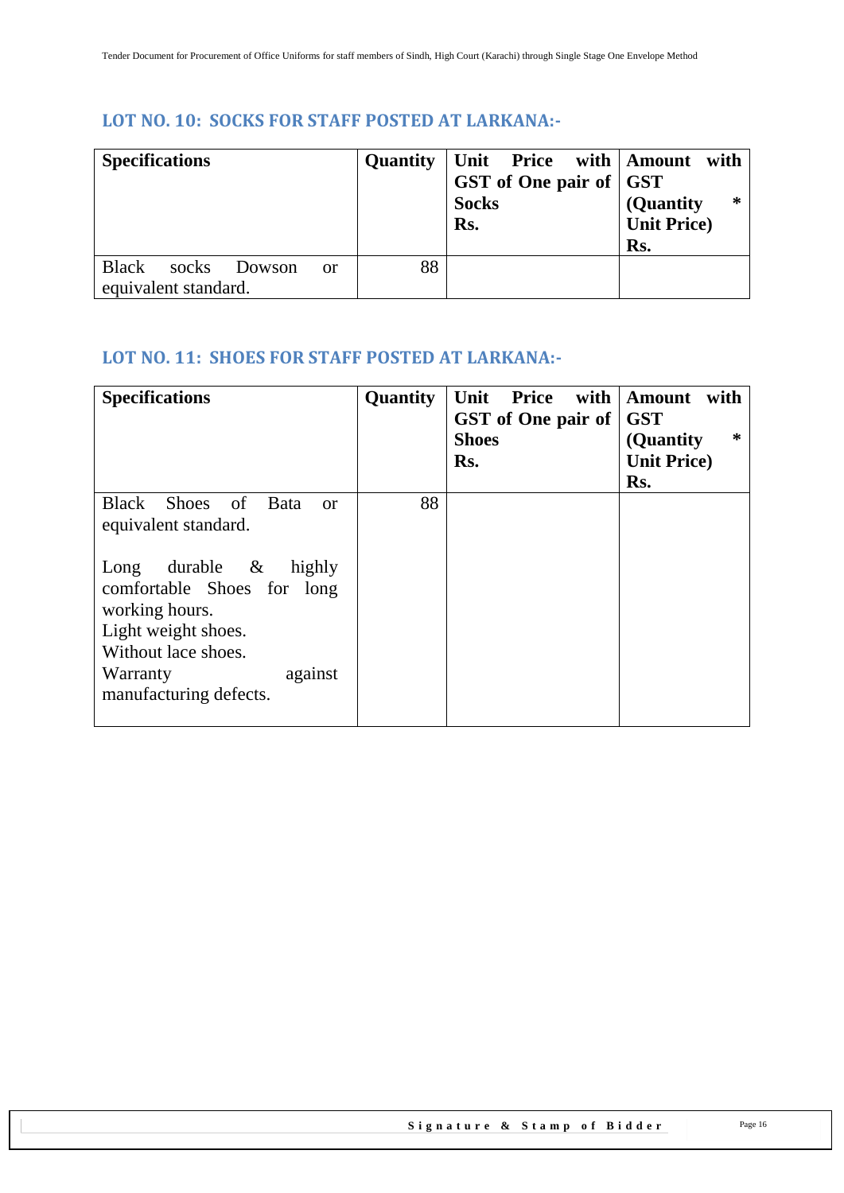## LOT NO. 10: SOCKS FOR STAFF POSTED AT LARKANA:-

| **Specifications** | **Quantity** | **Unit Price with GST of One pair of Socks Rs.** | **Amount with GST (Quantity * Unit Price) Rs.** |
|---|---|---|---|
| Black socks Dowson or equivalent standard. | 88 | | |

## LOT NO. 11: SHOES FOR STAFF POSTED AT LARKANA:-

| **Specifications** | **Quantity** | **Unit Price with GST of One pair of Shoes Rs.** | **Amount with GST (Quantity * Unit Price) Rs.** |
|---|---|---|---|
| Black Shoes of Bata or equivalent standard.<br><br>Long durable & highly comfortable Shoes for long working hours.<br>Light weight shoes.<br>Without lace shoes.<br>Warranty against manufacturing defects. | 88 | | |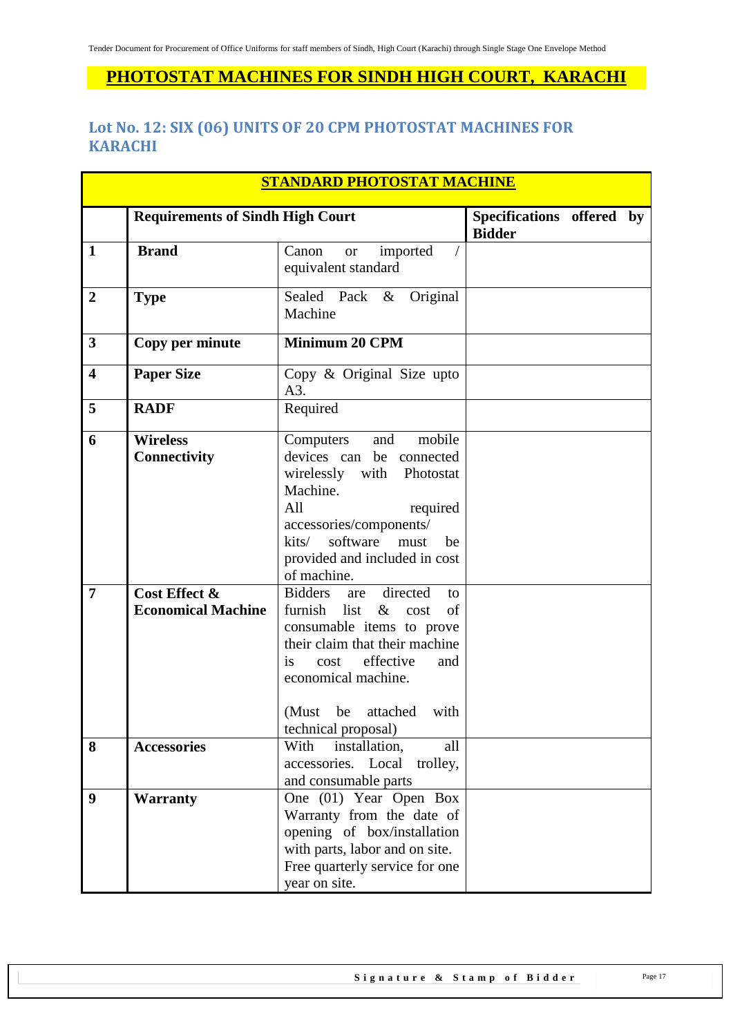# PHOTOSTAT MACHINES FOR SINDH HIGH COURT, KARACHI

## Lot No. 12: SIX (06) UNITS OF 20 CPM PHOTOSTAT MACHINES FOR KARACHI

| STANDARD PHOTOSTAT MACHINE | | | |
|---|---|---|---|
| | **Requirements of Sindh High Court** | | **Specifications offered by Bidder** |
| **1** | **Brand** | Canon or imported / equivalent standard | |
| **2** | **Type** | Sealed Pack & Original Machine | |
| **3** | **Copy per minute** | **Minimum 20 CPM** | |
| **4** | **Paper Size** | Copy & Original Size upto A3. | |
| **5** | **RADF** | Required | |
| **6** | **Wireless Connectivity** | Computers and mobile devices can be connected wirelessly with Photostat Machine. All required accessories/components/ kits/ software must be provided and included in cost of machine. | |
| **7** | **Cost Effect & Economical Machine** | Bidders are directed to furnish list & cost of consumable items to prove their claim that their machine is cost effective and economical machine. (Must be attached with technical proposal) | |
| **8** | **Accessories** | With installation, all accessories. Local trolley, and consumable parts | |
| **9** | **Warranty** | One (01) Year Open Box Warranty from the date of opening of box/installation with parts, labor and on site. Free quarterly service for one year on site. | |

**Signature & Stamp of Bidder**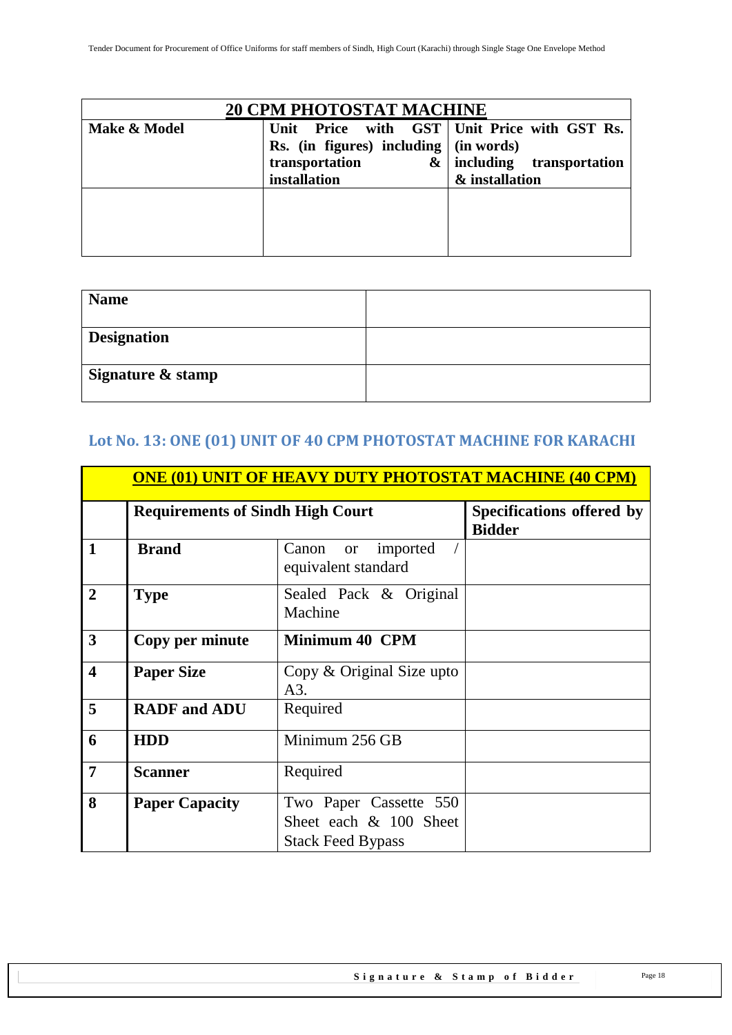| 20 CPM PHOTOSTAT MACHINE | | |
|---|---|---|
| **Make & Model** | **Unit Price with GST Rs. (in figures) including transportation & installation** | **Unit Price with GST Rs. (in words) including transportation & installation** |
| | | |

| | |
|---|---|
| **Name** | |
| **Designation** | |
| **Signature & stamp** | |

## Lot No. 13: ONE (01) UNIT OF 40 CPM PHOTOSTAT MACHINE FOR KARACHI

| ONE (01) UNIT OF HEAVY DUTY PHOTOSTAT MACHINE (40 CPM) | | | |
|---|---|---|---|
| | **Requirements of Sindh High Court** | | **Specifications offered by Bidder** |
| **1** | **Brand** | Canon or imported / equivalent standard | |
| **2** | **Type** | Sealed Pack & Original Machine | |
| **3** | **Copy per minute** | **Minimum 40 CPM** | |
| **4** | **Paper Size** | Copy & Original Size upto A3. | |
| **5** | **RADF and ADU** | Required | |
| **6** | **HDD** | Minimum 256 GB | |
| **7** | **Scanner** | Required | |
| **8** | **Paper Capacity** | Two Paper Cassette 550 Sheet each & 100 Sheet Stack Feed Bypass | |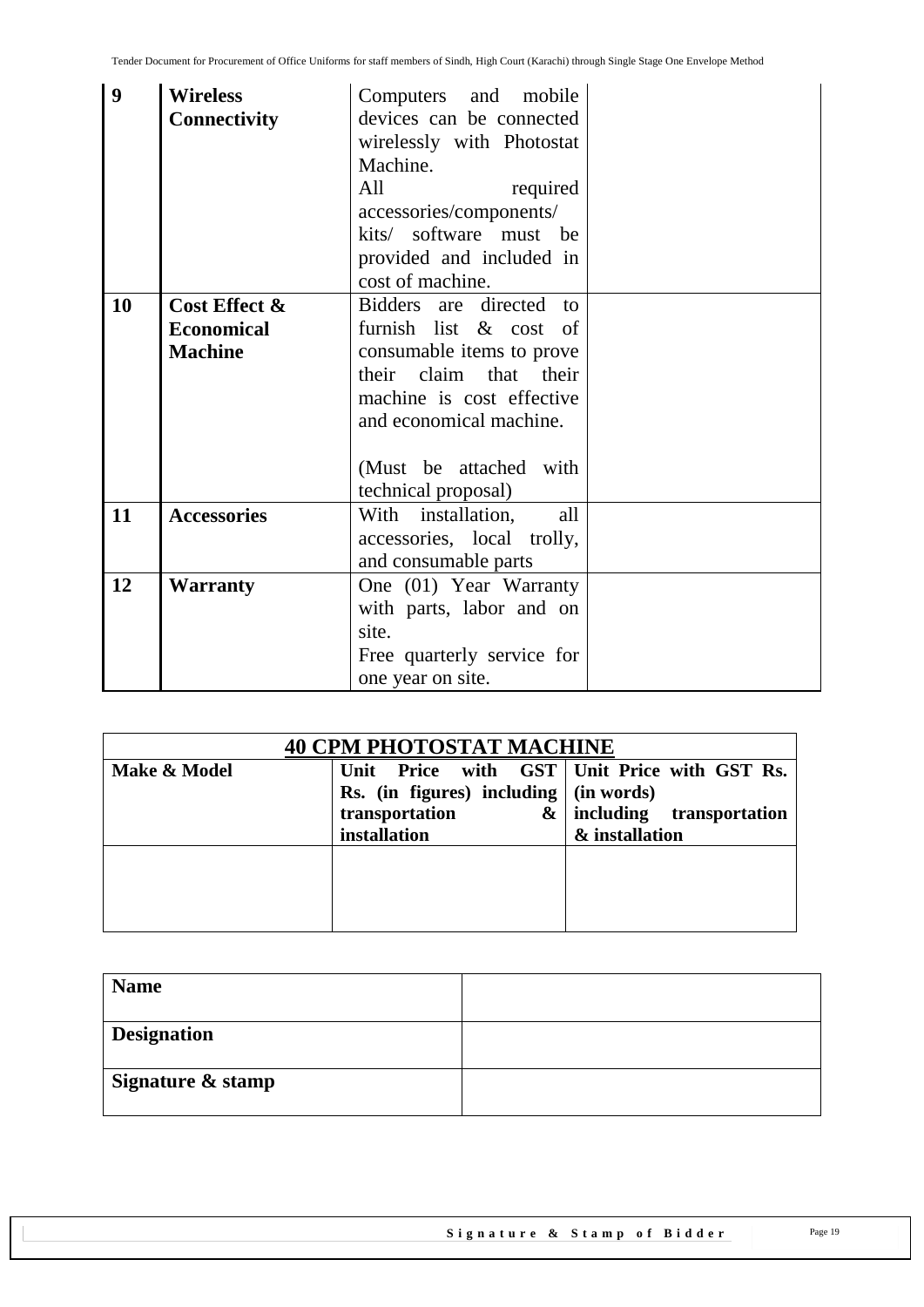| 9 | **Wireless Connectivity** | Computers and mobile devices can be connected wirelessly with Photostat Machine.<br>All required accessories/components/ kits/ software must be provided and included in cost of machine. | |
|---|---|---|---|
| 10 | **Cost Effect & Economical Machine** | Bidders are directed to furnish list & cost of consumable items to prove their claim that their machine is cost effective and economical machine.<br><br>(Must be attached with technical proposal) | |
| 11 | **Accessories** | With installation, all accessories, local trolly, and consumable parts | |
| 12 | **Warranty** | One (01) Year Warranty with parts, labor and on site.<br>Free quarterly service for one year on site. | |

| **40 CPM PHOTOSTAT MACHINE** | | |
|---|---|---|
| **Make & Model** | **Unit Price with GST Rs. (in figures) including transportation & installation** | **Unit Price with GST Rs. (in words) including transportation & installation** |
| | | |

| **Name** | |
|---|---|
| **Designation** | |
| **Signature & stamp** | |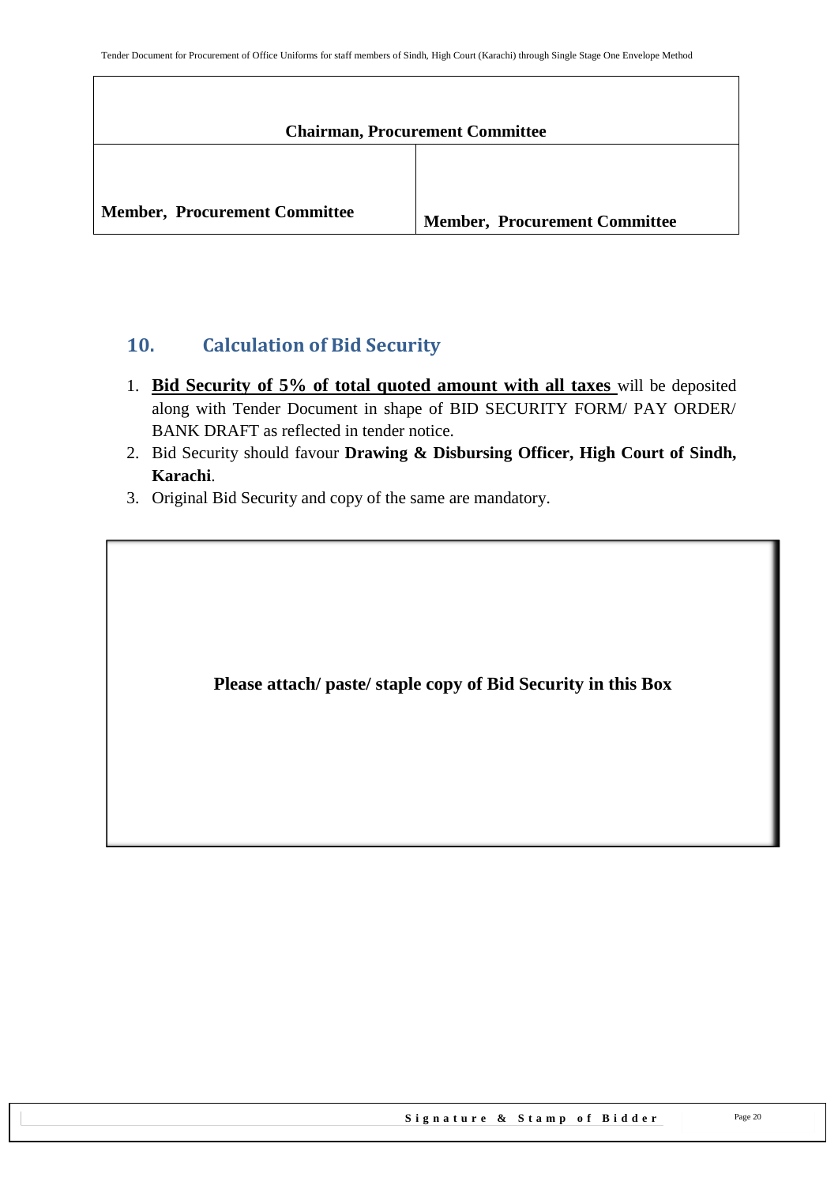| Chairman, Procurement Committee | |
|---|---|
| **Member, Procurement Committee** | **Member, Procurement Committee** |

## 10. Calculation of Bid Security

1. **Bid Security of 5% of total quoted amount with all taxes** will be deposited along with Tender Document in shape of BID SECURITY FORM/ PAY ORDER/ BANK DRAFT as reflected in tender notice.
2. Bid Security should favour **Drawing & Disbursing Officer, High Court of Sindh, Karachi**.
3. Original Bid Security and copy of the same are mandatory.

**Please attach/ paste/ staple copy of Bid Security in this Box**

**Signature & Stamp of Bidder**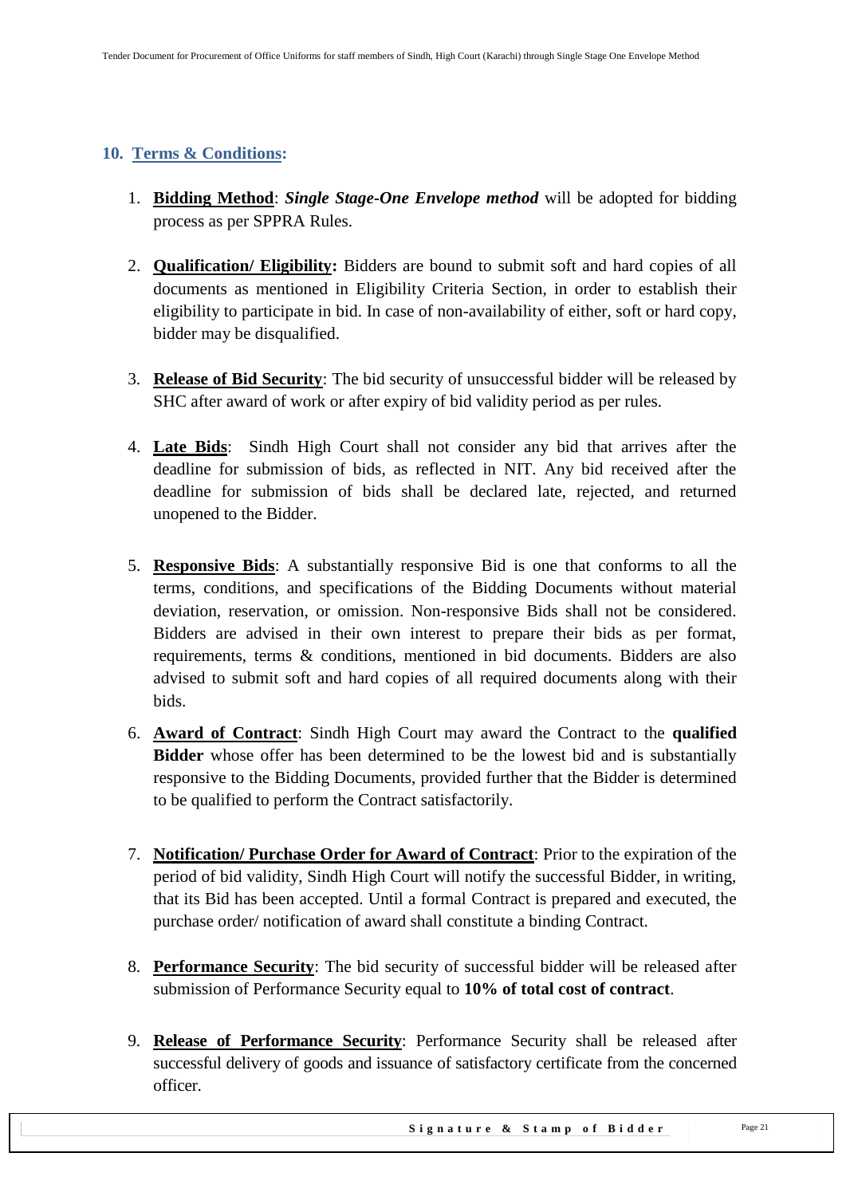## 10. Terms & Conditions:

1. **Bidding Method**: ***Single Stage-One Envelope method*** will be adopted for bidding process as per SPPRA Rules.

2. **Qualification/ Eligibility:** Bidders are bound to submit soft and hard copies of all documents as mentioned in Eligibility Criteria Section, in order to establish their eligibility to participate in bid. In case of non-availability of either, soft or hard copy, bidder may be disqualified.

3. **Release of Bid Security**: The bid security of unsuccessful bidder will be released by SHC after award of work or after expiry of bid validity period as per rules.

4. **Late Bids**: Sindh High Court shall not consider any bid that arrives after the deadline for submission of bids, as reflected in NIT. Any bid received after the deadline for submission of bids shall be declared late, rejected, and returned unopened to the Bidder.

5. **Responsive Bids**: A substantially responsive Bid is one that conforms to all the terms, conditions, and specifications of the Bidding Documents without material deviation, reservation, or omission. Non-responsive Bids shall not be considered. Bidders are advised in their own interest to prepare their bids as per format, requirements, terms & conditions, mentioned in bid documents. Bidders are also advised to submit soft and hard copies of all required documents along with their bids.

6. **Award of Contract**: Sindh High Court may award the Contract to the **qualified Bidder** whose offer has been determined to be the lowest bid and is substantially responsive to the Bidding Documents, provided further that the Bidder is determined to be qualified to perform the Contract satisfactorily.

7. **Notification/ Purchase Order for Award of Contract**: Prior to the expiration of the period of bid validity, Sindh High Court will notify the successful Bidder, in writing, that its Bid has been accepted. Until a formal Contract is prepared and executed, the purchase order/ notification of award shall constitute a binding Contract.

8. **Performance Security**: The bid security of successful bidder will be released after submission of Performance Security equal to **10% of total cost of contract**.

9. **Release of Performance Security**: Performance Security shall be released after successful delivery of goods and issuance of satisfactory certificate from the concerned officer.

**Signature & Stamp of Bidder**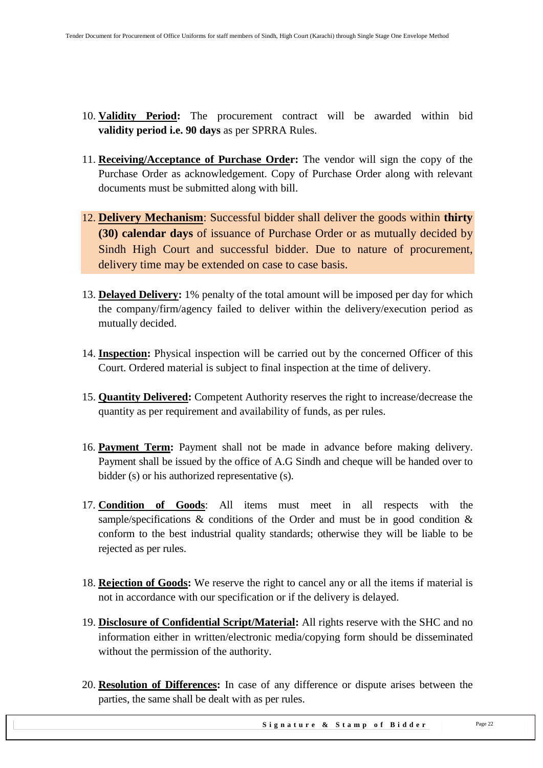10. **Validity Period:** The procurement contract will be awarded within bid **validity period i.e. 90 days** as per SPRRA Rules.

11. **Receiving/Acceptance of Purchase Order:** The vendor will sign the copy of the Purchase Order as acknowledgement. Copy of Purchase Order along with relevant documents must be submitted along with bill.

12. **Delivery Mechanism**: Successful bidder shall deliver the goods within **thirty (30) calendar days** of issuance of Purchase Order or as mutually decided by Sindh High Court and successful bidder. Due to nature of procurement, delivery time may be extended on case to case basis.

13. **Delayed Delivery:** 1% penalty of the total amount will be imposed per day for which the company/firm/agency failed to deliver within the delivery/execution period as mutually decided.

14. **Inspection:** Physical inspection will be carried out by the concerned Officer of this Court. Ordered material is subject to final inspection at the time of delivery.

15. **Quantity Delivered:** Competent Authority reserves the right to increase/decrease the quantity as per requirement and availability of funds, as per rules.

16. **Payment Term:** Payment shall not be made in advance before making delivery. Payment shall be issued by the office of A.G Sindh and cheque will be handed over to bidder (s) or his authorized representative (s).

17. **Condition of Goods**: All items must meet in all respects with the sample/specifications & conditions of the Order and must be in good condition & conform to the best industrial quality standards; otherwise they will be liable to be rejected as per rules.

18. **Rejection of Goods:** We reserve the right to cancel any or all the items if material is not in accordance with our specification or if the delivery is delayed.

19. **Disclosure of Confidential Script/Material:** All rights reserve with the SHC and no information either in written/electronic media/copying form should be disseminated without the permission of the authority.

20. **Resolution of Differences:** In case of any difference or dispute arises between the parties, the same shall be dealt with as per rules.

**Signature & Stamp of Bidder**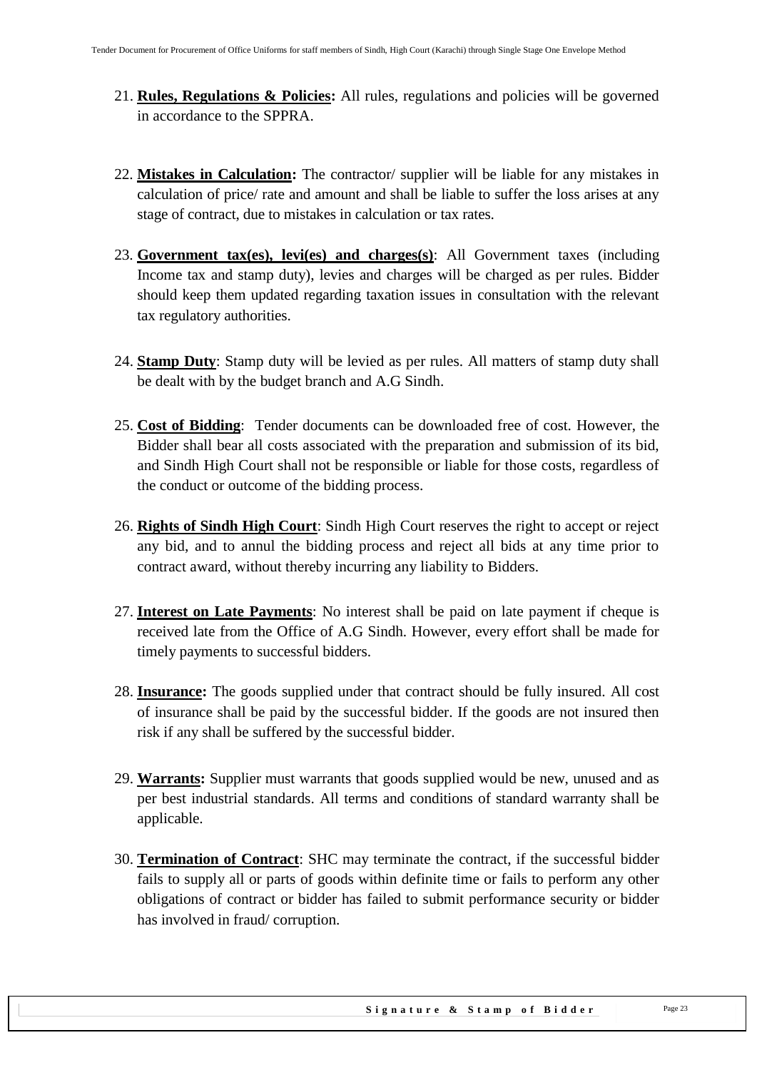21. **Rules, Regulations & Policies:** All rules, regulations and policies will be governed in accordance to the SPPRA.

22. **Mistakes in Calculation:** The contractor/ supplier will be liable for any mistakes in calculation of price/ rate and amount and shall be liable to suffer the loss arises at any stage of contract, due to mistakes in calculation or tax rates.

23. **Government tax(es), levi(es) and charges(s)**: All Government taxes (including Income tax and stamp duty), levies and charges will be charged as per rules. Bidder should keep them updated regarding taxation issues in consultation with the relevant tax regulatory authorities.

24. **Stamp Duty**: Stamp duty will be levied as per rules. All matters of stamp duty shall be dealt with by the budget branch and A.G Sindh.

25. **Cost of Bidding**: Tender documents can be downloaded free of cost. However, the Bidder shall bear all costs associated with the preparation and submission of its bid, and Sindh High Court shall not be responsible or liable for those costs, regardless of the conduct or outcome of the bidding process.

26. **Rights of Sindh High Court**: Sindh High Court reserves the right to accept or reject any bid, and to annul the bidding process and reject all bids at any time prior to contract award, without thereby incurring any liability to Bidders.

27. **Interest on Late Payments**: No interest shall be paid on late payment if cheque is received late from the Office of A.G Sindh. However, every effort shall be made for timely payments to successful bidders.

28. **Insurance:** The goods supplied under that contract should be fully insured. All cost of insurance shall be paid by the successful bidder. If the goods are not insured then risk if any shall be suffered by the successful bidder.

29. **Warrants:** Supplier must warrants that goods supplied would be new, unused and as per best industrial standards. All terms and conditions of standard warranty shall be applicable.

30. **Termination of Contract**: SHC may terminate the contract, if the successful bidder fails to supply all or parts of goods within definite time or fails to perform any other obligations of contract or bidder has failed to submit performance security or bidder has involved in fraud/ corruption.

**Signature & Stamp of Bidder**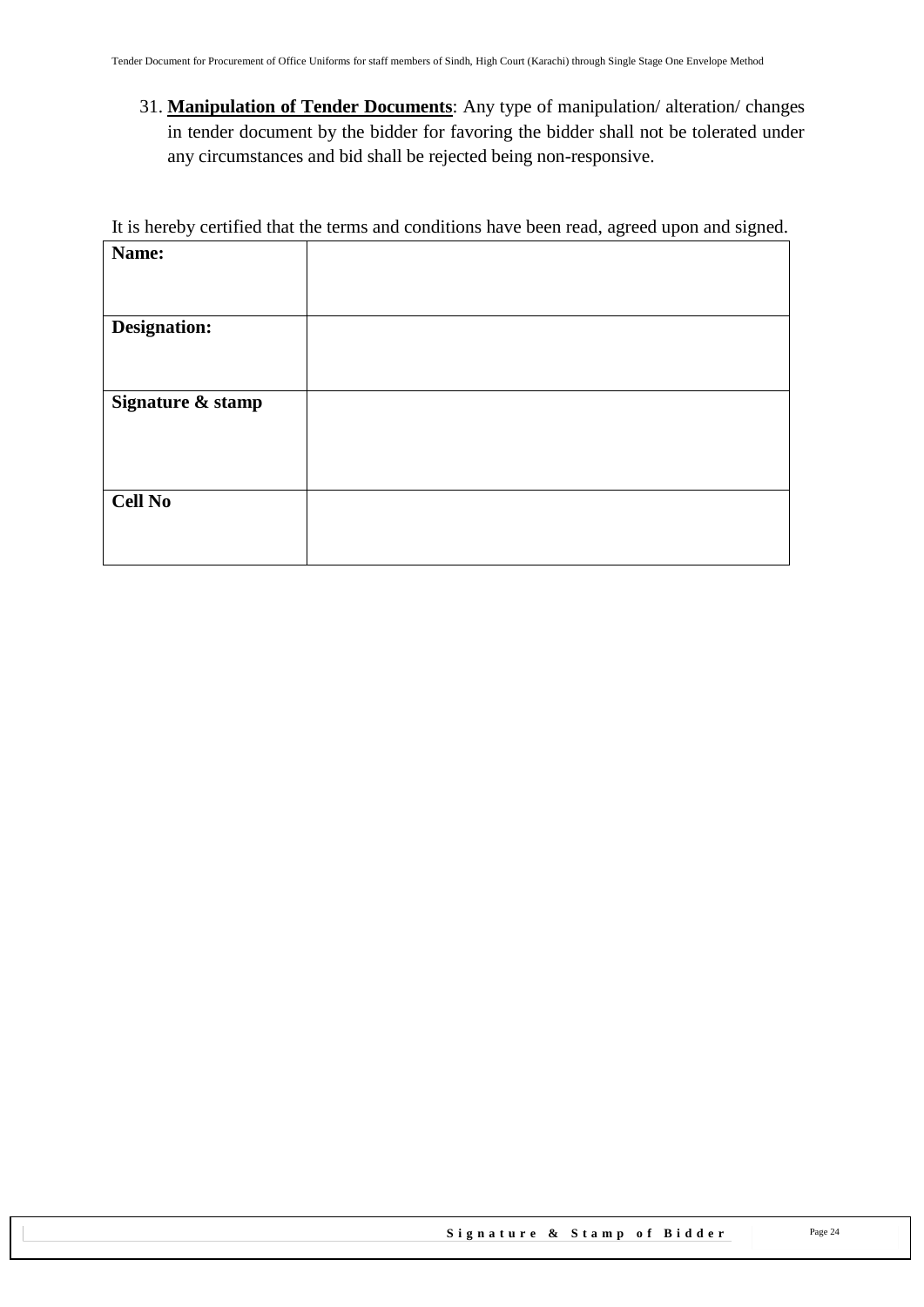31. **<u>Manipulation of Tender Documents</u>**: Any type of manipulation/ alteration/ changes in tender document by the bidder for favoring the bidder shall not be tolerated under any circumstances and bid shall be rejected being non-responsive.

It is hereby certified that the terms and conditions have been read, agreed upon and signed.

| **Name:** | |
|---|---|
| **Designation:** | |
| **Signature & stamp** | |
| **Cell No** | |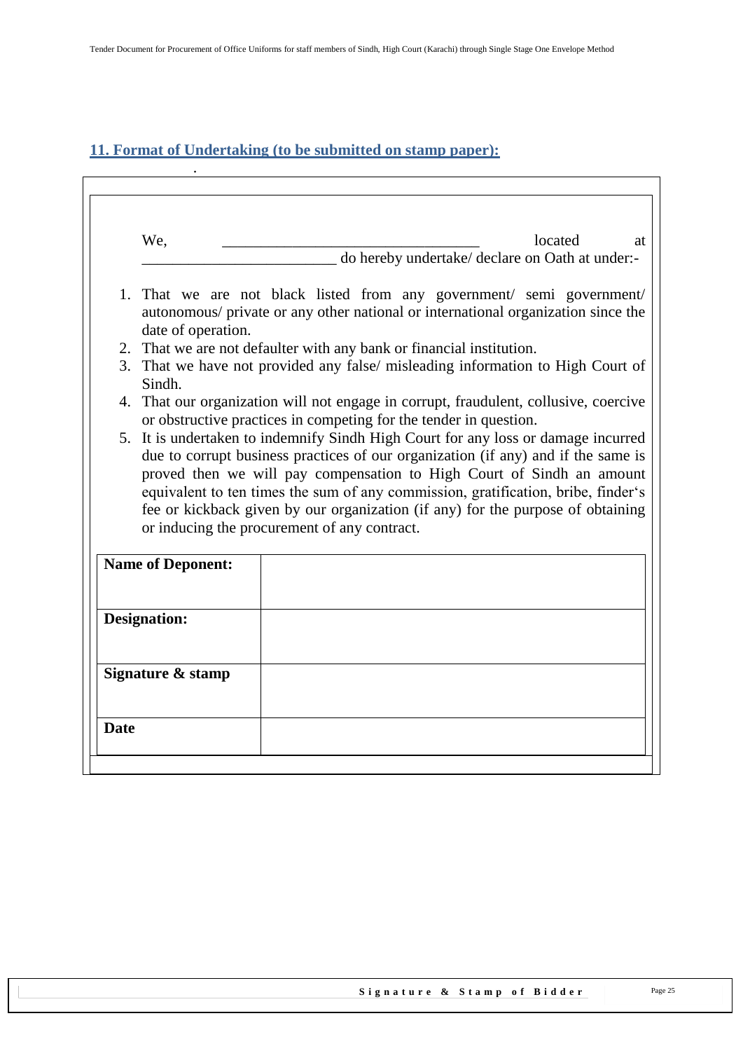## 11. Format of Undertaking (to be submitted on stamp paper):

We, _________________________________ located at _________________________ do hereby undertake/ declare on Oath at under:-

1. That we are not black listed from any government/ semi government/ autonomous/ private or any other national or international organization since the date of operation.
2. That we are not defaulter with any bank or financial institution.
3. That we have not provided any false/ misleading information to High Court of Sindh.
4. That our organization will not engage in corrupt, fraudulent, collusive, coercive or obstructive practices in competing for the tender in question.
5. It is undertaken to indemnify Sindh High Court for any loss or damage incurred due to corrupt business practices of our organization (if any) and if the same is proved then we will pay compensation to High Court of Sindh an amount equivalent to ten times the sum of any commission, gratification, bribe, finder's fee or kickback given by our organization (if any) for the purpose of obtaining or inducing the procurement of any contract.

| | |
|---|---|
| **Name of Deponent:** | |
| **Designation:** | |
| **Signature & stamp** | |
| **Date** | |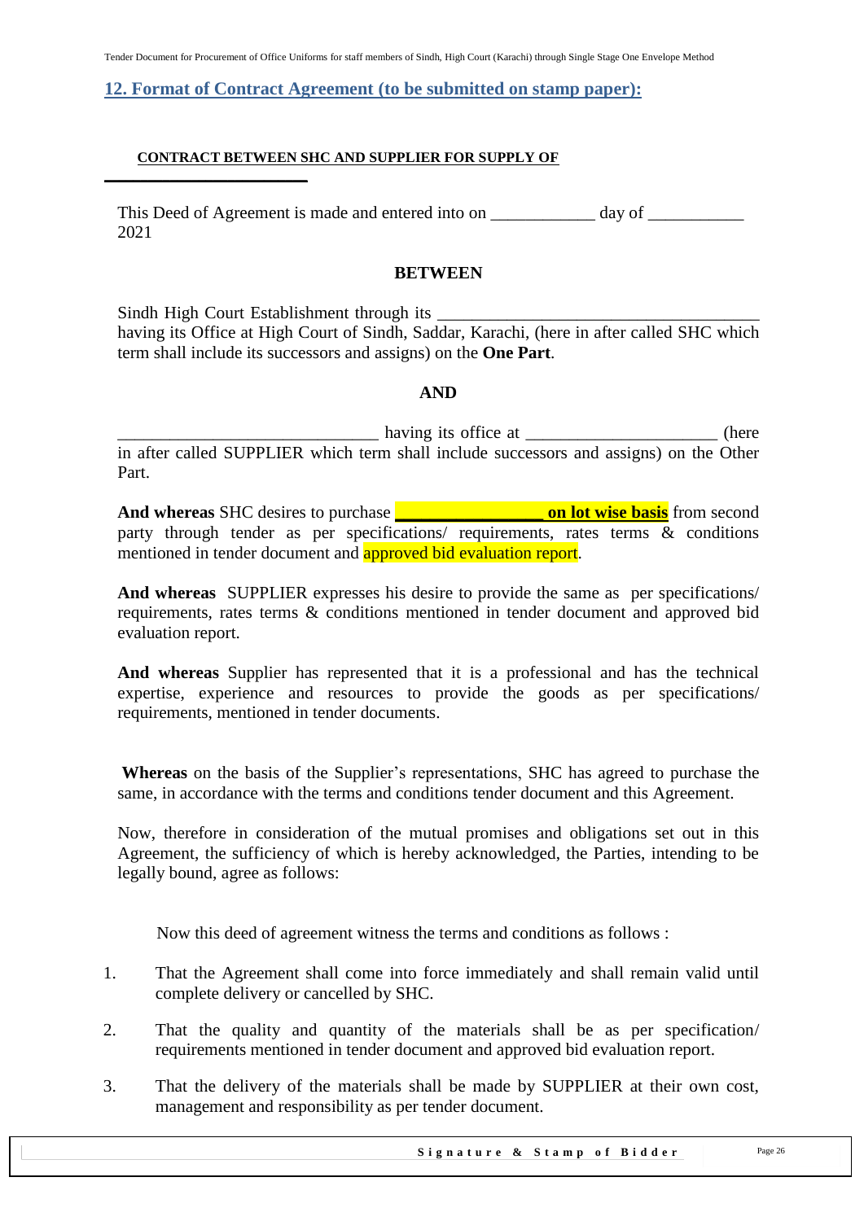## 12. Format of Contract Agreement (to be submitted on stamp paper):

**CONTRACT BETWEEN SHC AND SUPPLIER FOR SUPPLY OF**

**\_\_\_\_\_\_\_\_\_\_\_\_\_\_\_\_\_\_\_\_\_\_\_\_**

This Deed of Agreement is made and entered into on ____________ day of ___________ 2021

**BETWEEN**

Sindh High Court Establishment through its ______________________________________ having its Office at High Court of Sindh, Saddar, Karachi, (here in after called SHC which term shall include its successors and assigns) on the **One Part**.

**AND**

______________________________ having its office at ______________________ (here in after called SUPPLIER which term shall include successors and assigns) on the Other Part.

**And whereas** SHC desires to purchase **_________________ on lot wise basis** from second party through tender as per specifications/ requirements, rates terms & conditions mentioned in tender document and approved bid evaluation report.

**And whereas** SUPPLIER expresses his desire to provide the same as per specifications/ requirements, rates terms & conditions mentioned in tender document and approved bid evaluation report.

**And whereas** Supplier has represented that it is a professional and has the technical expertise, experience and resources to provide the goods as per specifications/ requirements, mentioned in tender documents.

**Whereas** on the basis of the Supplier's representations, SHC has agreed to purchase the same, in accordance with the terms and conditions tender document and this Agreement.

Now, therefore in consideration of the mutual promises and obligations set out in this Agreement, the sufficiency of which is hereby acknowledged, the Parties, intending to be legally bound, agree as follows:

Now this deed of agreement witness the terms and conditions as follows :

1. That the Agreement shall come into force immediately and shall remain valid until complete delivery or cancelled by SHC.
2. That the quality and quantity of the materials shall be as per specification/ requirements mentioned in tender document and approved bid evaluation report.
3. That the delivery of the materials shall be made by SUPPLIER at their own cost, management and responsibility as per tender document.

**Signature & Stamp of Bidder**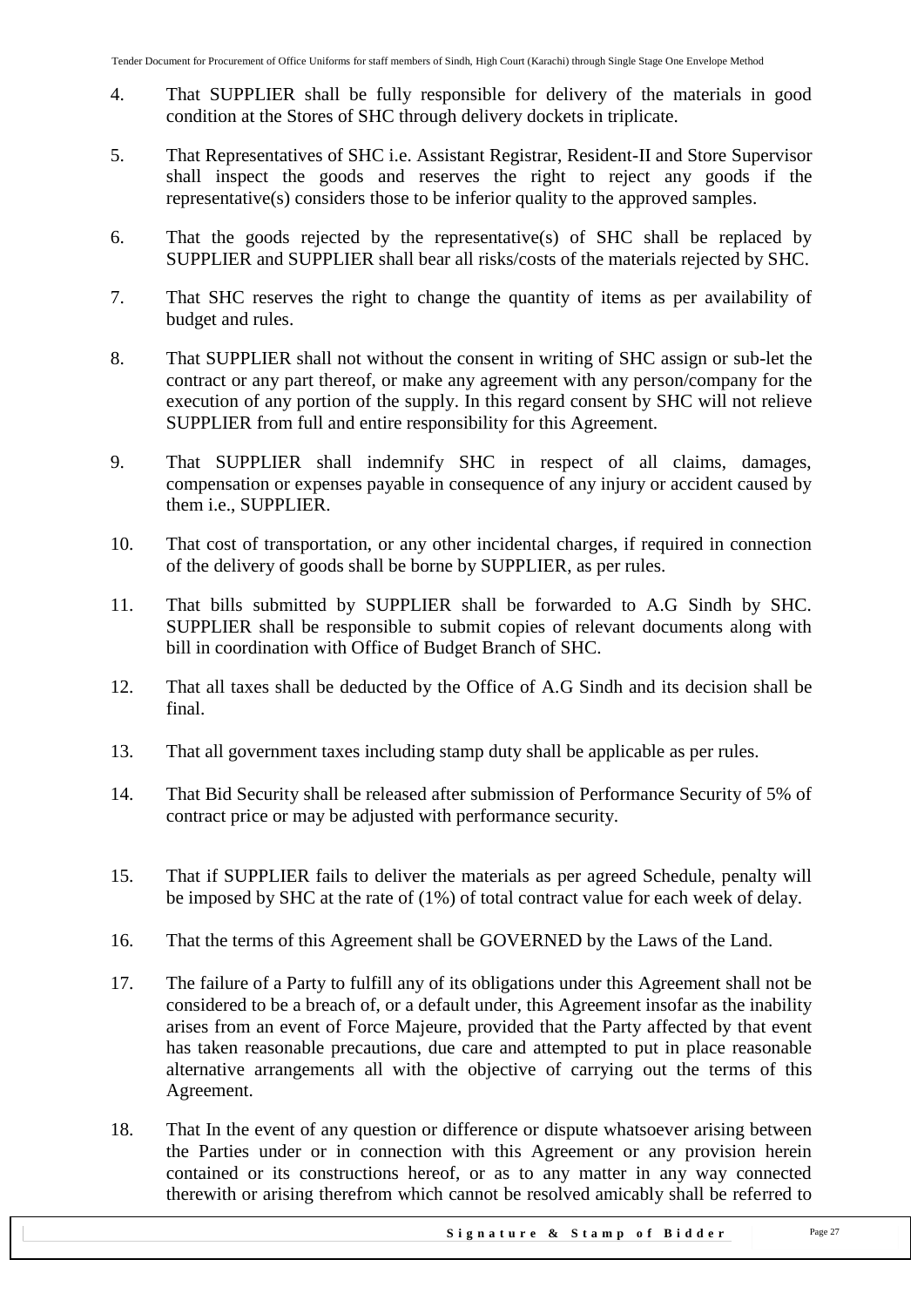4. That SUPPLIER shall be fully responsible for delivery of the materials in good condition at the Stores of SHC through delivery dockets in triplicate.

5. That Representatives of SHC i.e. Assistant Registrar, Resident-II and Store Supervisor shall inspect the goods and reserves the right to reject any goods if the representative(s) considers those to be inferior quality to the approved samples.

6. That the goods rejected by the representative(s) of SHC shall be replaced by SUPPLIER and SUPPLIER shall bear all risks/costs of the materials rejected by SHC.

7. That SHC reserves the right to change the quantity of items as per availability of budget and rules.

8. That SUPPLIER shall not without the consent in writing of SHC assign or sub-let the contract or any part thereof, or make any agreement with any person/company for the execution of any portion of the supply. In this regard consent by SHC will not relieve SUPPLIER from full and entire responsibility for this Agreement.

9. That SUPPLIER shall indemnify SHC in respect of all claims, damages, compensation or expenses payable in consequence of any injury or accident caused by them i.e., SUPPLIER.

10. That cost of transportation, or any other incidental charges, if required in connection of the delivery of goods shall be borne by SUPPLIER, as per rules.

11. That bills submitted by SUPPLIER shall be forwarded to A.G Sindh by SHC. SUPPLIER shall be responsible to submit copies of relevant documents along with bill in coordination with Office of Budget Branch of SHC.

12. That all taxes shall be deducted by the Office of A.G Sindh and its decision shall be final.

13. That all government taxes including stamp duty shall be applicable as per rules.

14. That Bid Security shall be released after submission of Performance Security of 5% of contract price or may be adjusted with performance security.

15. That if SUPPLIER fails to deliver the materials as per agreed Schedule, penalty will be imposed by SHC at the rate of (1%) of total contract value for each week of delay.

16. That the terms of this Agreement shall be GOVERNED by the Laws of the Land.

17. The failure of a Party to fulfill any of its obligations under this Agreement shall not be considered to be a breach of, or a default under, this Agreement insofar as the inability arises from an event of Force Majeure, provided that the Party affected by that event has taken reasonable precautions, due care and attempted to put in place reasonable alternative arrangements all with the objective of carrying out the terms of this Agreement.

18. That In the event of any question or difference or dispute whatsoever arising between the Parties under or in connection with this Agreement or any provision herein contained or its constructions hereof, or as to any matter in any way connected therewith or arising therefrom which cannot be resolved amicably shall be referred to

**Signature & Stamp of Bidder**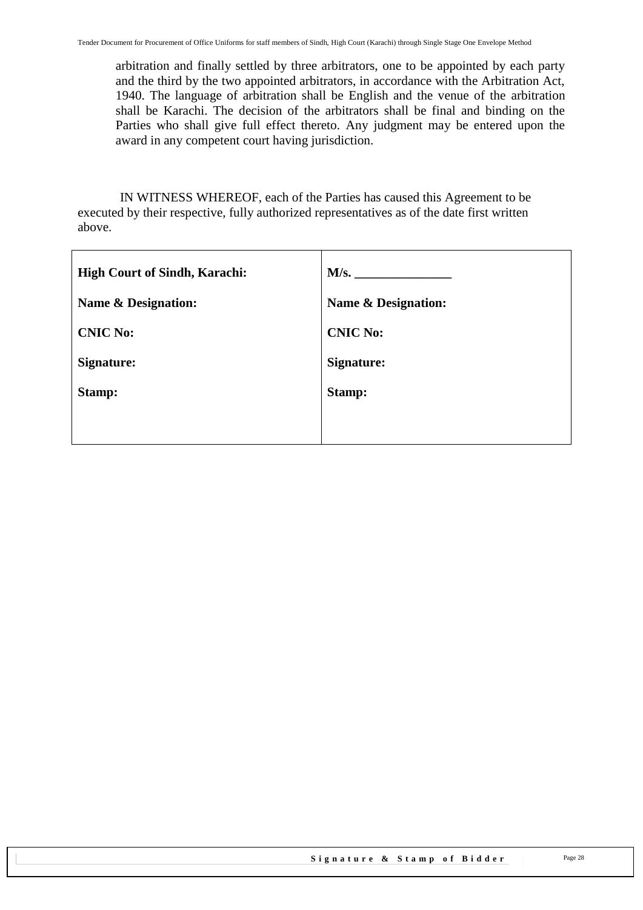arbitration and finally settled by three arbitrators, one to be appointed by each party and the third by the two appointed arbitrators, in accordance with the Arbitration Act, 1940. The language of arbitration shall be English and the venue of the arbitration shall be Karachi. The decision of the arbitrators shall be final and binding on the Parties who shall give full effect thereto. Any judgment may be entered upon the award in any competent court having jurisdiction.

IN WITNESS WHEREOF, each of the Parties has caused this Agreement to be executed by their respective, fully authorized representatives as of the date first written above.

| | |
|---|---|
| **High Court of Sindh, Karachi:** | **M/s. _______________** |
| **Name & Designation:** | **Name & Designation:** |
| **CNIC No:** | **CNIC No:** |
| **Signature:** | **Signature:** |
| **Stamp:** | **Stamp:** |

**Signature & Stamp of Bidder**